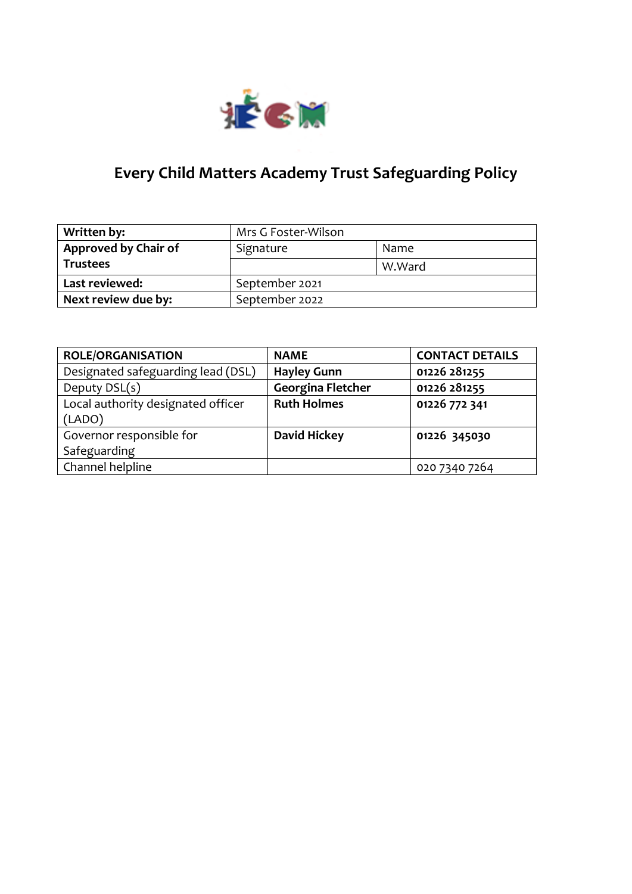# Every Child Matters Academy Trust Safeguarding Policy

| Written by: | Mrs G Foster-Wilson | |
|---|---|---|
| **Approved by Chair of Trustees** | Signature | Name |
| | | W.Ward |
| **Last reviewed:** | September 2021 | |
| **Next review due by:** | September 2022 | |

| ROLE/ORGANISATION | NAME | CONTACT DETAILS |
|---|---|---|
| Designated safeguarding lead (DSL) | **Hayley Gunn** | **01226 281255** |
| Deputy DSL(s) | **Georgina Fletcher** | **01226 281255** |
| Local authority designated officer (LADO) | **Ruth Holmes** | **01226 772 341** |
| Governor responsible for Safeguarding | **David Hickey** | **01226 345030** |
| Channel helpline | | 020 7340 7264 |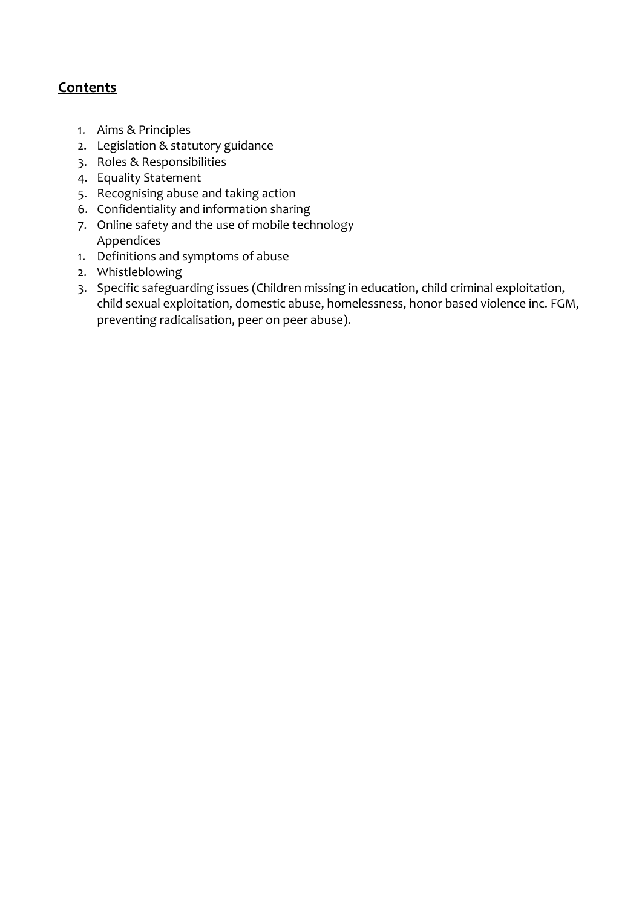## **Contents**

1. Aims & Principles
2. Legislation & statutory guidance
3. Roles & Responsibilities
4. Equality Statement
5. Recognising abuse and taking action
6. Confidentiality and information sharing
7. Online safety and the use of mobile technology

Appendices

1. Definitions and symptoms of abuse
2. Whistleblowing
3. Specific safeguarding issues (Children missing in education, child criminal exploitation, child sexual exploitation, domestic abuse, homelessness, honor based violence inc. FGM, preventing radicalisation, peer on peer abuse).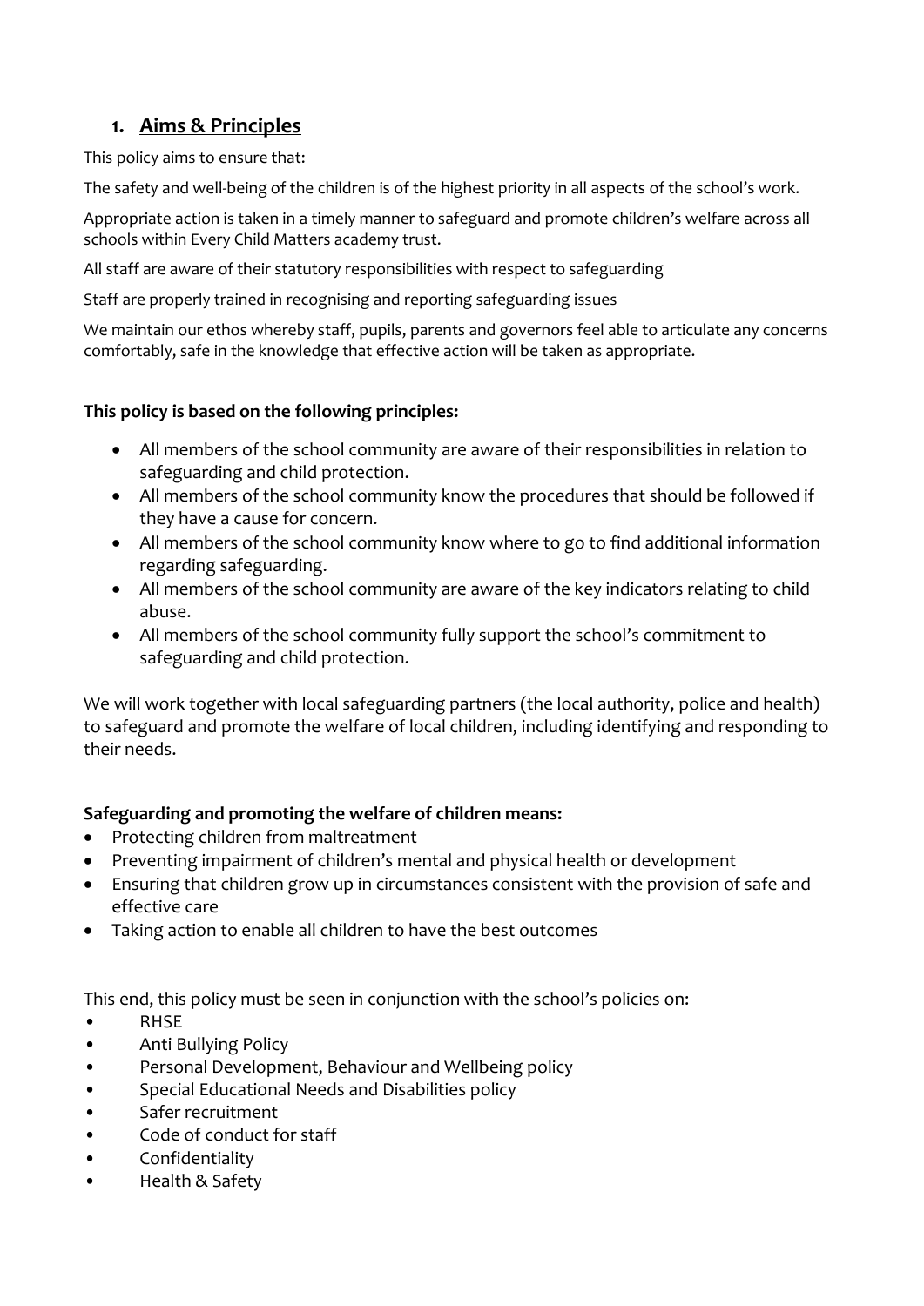## 1. Aims & Principles

This policy aims to ensure that:

The safety and well-being of the children is of the highest priority in all aspects of the school's work.

Appropriate action is taken in a timely manner to safeguard and promote children's welfare across all schools within Every Child Matters academy trust.

All staff are aware of their statutory responsibilities with respect to safeguarding

Staff are properly trained in recognising and reporting safeguarding issues

We maintain our ethos whereby staff, pupils, parents and governors feel able to articulate any concerns comfortably, safe in the knowledge that effective action will be taken as appropriate.

**This policy is based on the following principles:**

- All members of the school community are aware of their responsibilities in relation to safeguarding and child protection.
- All members of the school community know the procedures that should be followed if they have a cause for concern.
- All members of the school community know where to go to find additional information regarding safeguarding.
- All members of the school community are aware of the key indicators relating to child abuse.
- All members of the school community fully support the school's commitment to safeguarding and child protection.

We will work together with local safeguarding partners (the local authority, police and health) to safeguard and promote the welfare of local children, including identifying and responding to their needs.

**Safeguarding and promoting the welfare of children means:**

- Protecting children from maltreatment
- Preventing impairment of children's mental and physical health or development
- Ensuring that children grow up in circumstances consistent with the provision of safe and effective care
- Taking action to enable all children to have the best outcomes

This end, this policy must be seen in conjunction with the school's policies on:

- RHSE
- Anti Bullying Policy
- Personal Development, Behaviour and Wellbeing policy
- Special Educational Needs and Disabilities policy
- Safer recruitment
- Code of conduct for staff
- Confidentiality
- Health & Safety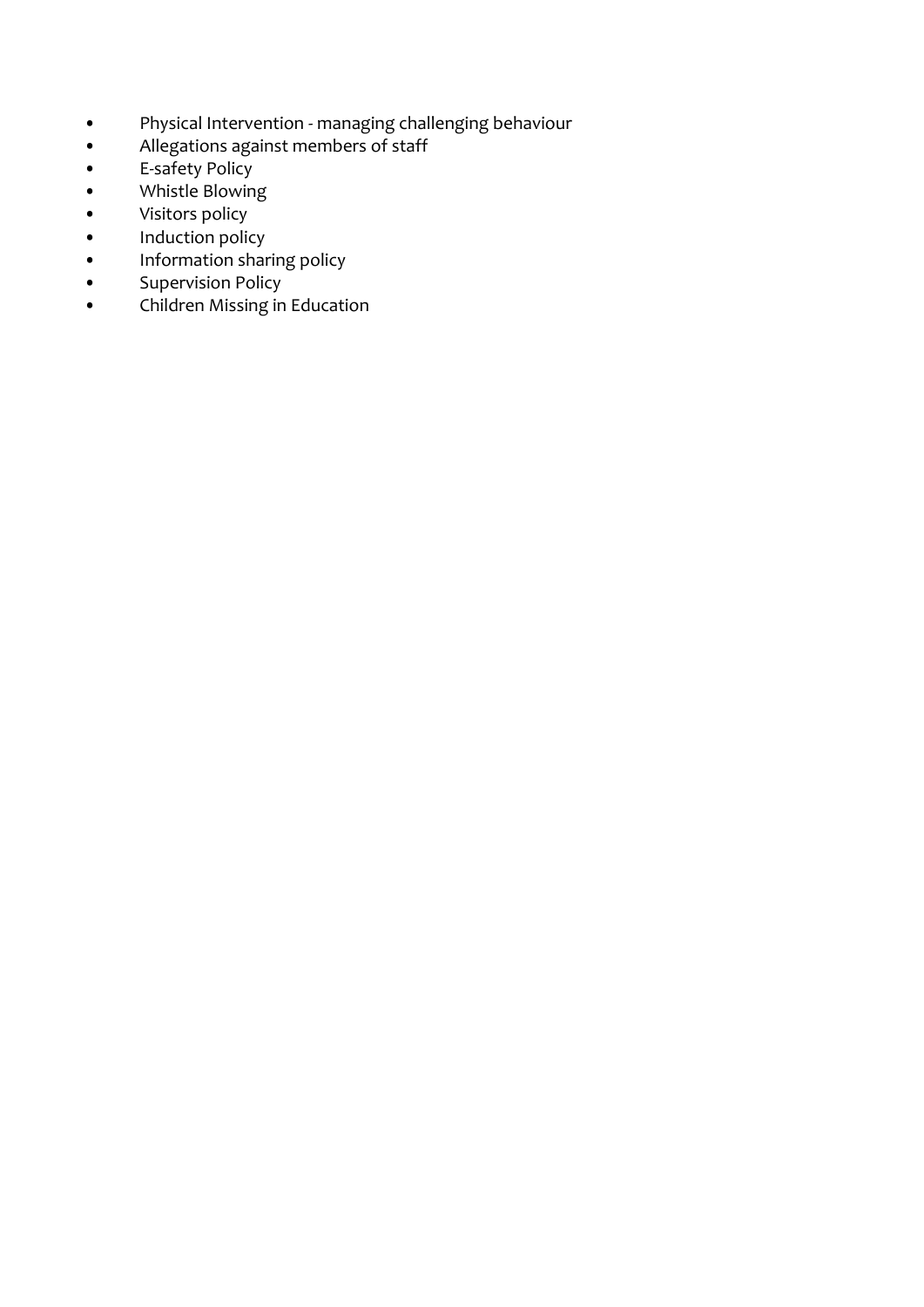- Physical Intervention - managing challenging behaviour
- Allegations against members of staff
- E-safety Policy
- Whistle Blowing
- Visitors policy
- Induction policy
- Information sharing policy
- Supervision Policy
- Children Missing in Education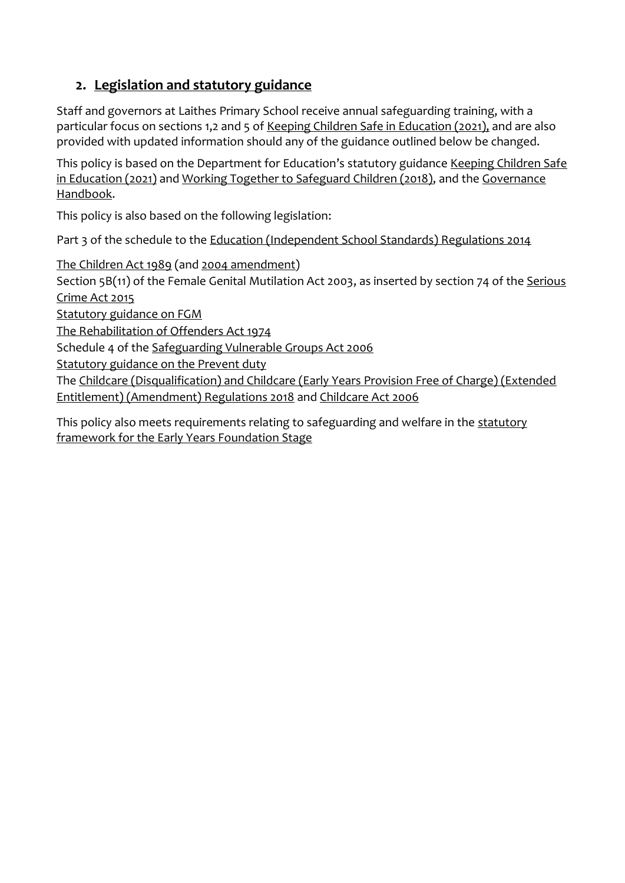## 2. Legislation and statutory guidance

Staff and governors at Laithes Primary School receive annual safeguarding training, with a particular focus on sections 1,2 and 5 of Keeping Children Safe in Education (2021), and are also provided with updated information should any of the guidance outlined below be changed.

This policy is based on the Department for Education's statutory guidance Keeping Children Safe in Education (2021) and Working Together to Safeguard Children (2018), and the Governance Handbook.

This policy is also based on the following legislation:

Part 3 of the schedule to the Education (Independent School Standards) Regulations 2014

The Children Act 1989 (and 2004 amendment)

Section 5B(11) of the Female Genital Mutilation Act 2003, as inserted by section 74 of the Serious Crime Act 2015

Statutory guidance on FGM

The Rehabilitation of Offenders Act 1974

Schedule 4 of the Safeguarding Vulnerable Groups Act 2006

Statutory guidance on the Prevent duty

The Childcare (Disqualification) and Childcare (Early Years Provision Free of Charge) (Extended Entitlement) (Amendment) Regulations 2018 and Childcare Act 2006

This policy also meets requirements relating to safeguarding and welfare in the statutory framework for the Early Years Foundation Stage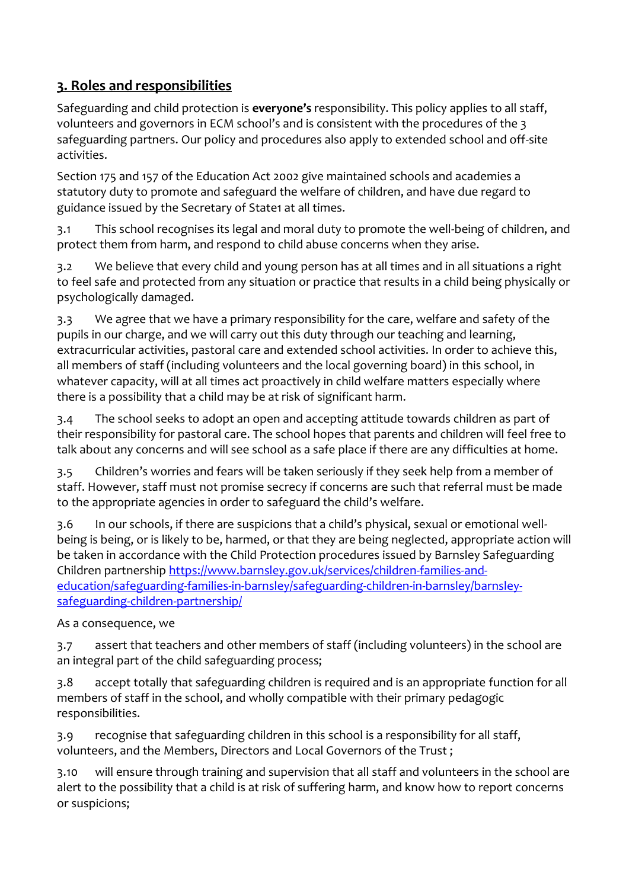## 3. Roles and responsibilities

Safeguarding and child protection is **everyone's** responsibility. This policy applies to all staff, volunteers and governors in ECM school's and is consistent with the procedures of the 3 safeguarding partners. Our policy and procedures also apply to extended school and off-site activities.

Section 175 and 157 of the Education Act 2002 give maintained schools and academies a statutory duty to promote and safeguard the welfare of children, and have due regard to guidance issued by the Secretary of State1 at all times.

3.1 This school recognises its legal and moral duty to promote the well-being of children, and protect them from harm, and respond to child abuse concerns when they arise.

3.2 We believe that every child and young person has at all times and in all situations a right to feel safe and protected from any situation or practice that results in a child being physically or psychologically damaged.

3.3 We agree that we have a primary responsibility for the care, welfare and safety of the pupils in our charge, and we will carry out this duty through our teaching and learning, extracurricular activities, pastoral care and extended school activities. In order to achieve this, all members of staff (including volunteers and the local governing board) in this school, in whatever capacity, will at all times act proactively in child welfare matters especially where there is a possibility that a child may be at risk of significant harm.

3.4 The school seeks to adopt an open and accepting attitude towards children as part of their responsibility for pastoral care. The school hopes that parents and children will feel free to talk about any concerns and will see school as a safe place if there are any difficulties at home.

3.5 Children's worries and fears will be taken seriously if they seek help from a member of staff. However, staff must not promise secrecy if concerns are such that referral must be made to the appropriate agencies in order to safeguard the child's welfare.

3.6 In our schools, if there are suspicions that a child's physical, sexual or emotional well-being is being, or is likely to be, harmed, or that they are being neglected, appropriate action will be taken in accordance with the Child Protection procedures issued by Barnsley Safeguarding Children partnership [https://www.barnsley.gov.uk/services/children-families-and-education/safeguarding-families-in-barnsley/safeguarding-children-in-barnsley/barnsley-safeguarding-children-partnership/](https://www.barnsley.gov.uk/services/children-families-and-education/safeguarding-families-in-barnsley/safeguarding-children-in-barnsley/barnsley-safeguarding-children-partnership/)

As a consequence, we

3.7 assert that teachers and other members of staff (including volunteers) in the school are an integral part of the child safeguarding process;

3.8 accept totally that safeguarding children is required and is an appropriate function for all members of staff in the school, and wholly compatible with their primary pedagogic responsibilities.

3.9 recognise that safeguarding children in this school is a responsibility for all staff, volunteers, and the Members, Directors and Local Governors of the Trust ;

3.10 will ensure through training and supervision that all staff and volunteers in the school are alert to the possibility that a child is at risk of suffering harm, and know how to report concerns or suspicions;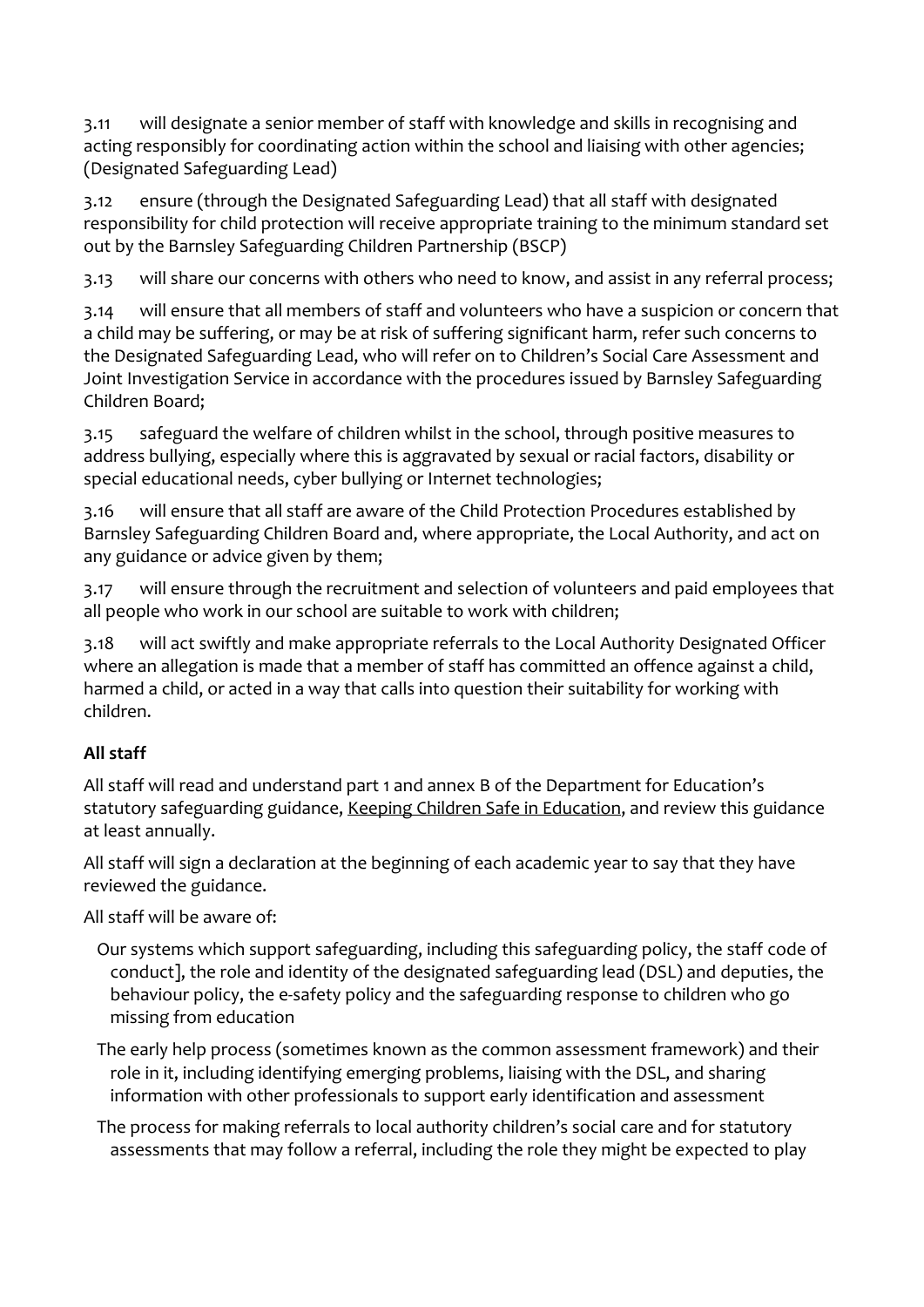3.11 will designate a senior member of staff with knowledge and skills in recognising and acting responsibly for coordinating action within the school and liaising with other agencies; (Designated Safeguarding Lead)

3.12 ensure (through the Designated Safeguarding Lead) that all staff with designated responsibility for child protection will receive appropriate training to the minimum standard set out by the Barnsley Safeguarding Children Partnership (BSCP)

3.13 will share our concerns with others who need to know, and assist in any referral process;

3.14 will ensure that all members of staff and volunteers who have a suspicion or concern that a child may be suffering, or may be at risk of suffering significant harm, refer such concerns to the Designated Safeguarding Lead, who will refer on to Children's Social Care Assessment and Joint Investigation Service in accordance with the procedures issued by Barnsley Safeguarding Children Board;

3.15 safeguard the welfare of children whilst in the school, through positive measures to address bullying, especially where this is aggravated by sexual or racial factors, disability or special educational needs, cyber bullying or Internet technologies;

3.16 will ensure that all staff are aware of the Child Protection Procedures established by Barnsley Safeguarding Children Board and, where appropriate, the Local Authority, and act on any guidance or advice given by them;

3.17 will ensure through the recruitment and selection of volunteers and paid employees that all people who work in our school are suitable to work with children;

3.18 will act swiftly and make appropriate referrals to the Local Authority Designated Officer where an allegation is made that a member of staff has committed an offence against a child, harmed a child, or acted in a way that calls into question their suitability for working with children.

**All staff**

All staff will read and understand part 1 and annex B of the Department for Education's statutory safeguarding guidance, Keeping Children Safe in Education, and review this guidance at least annually.

All staff will sign a declaration at the beginning of each academic year to say that they have reviewed the guidance.

All staff will be aware of:

- Our systems which support safeguarding, including this safeguarding policy, the staff code of conduct], the role and identity of the designated safeguarding lead (DSL) and deputies, the behaviour policy, the e-safety policy and the safeguarding response to children who go missing from education
- The early help process (sometimes known as the common assessment framework) and their role in it, including identifying emerging problems, liaising with the DSL, and sharing information with other professionals to support early identification and assessment
- The process for making referrals to local authority children's social care and for statutory assessments that may follow a referral, including the role they might be expected to play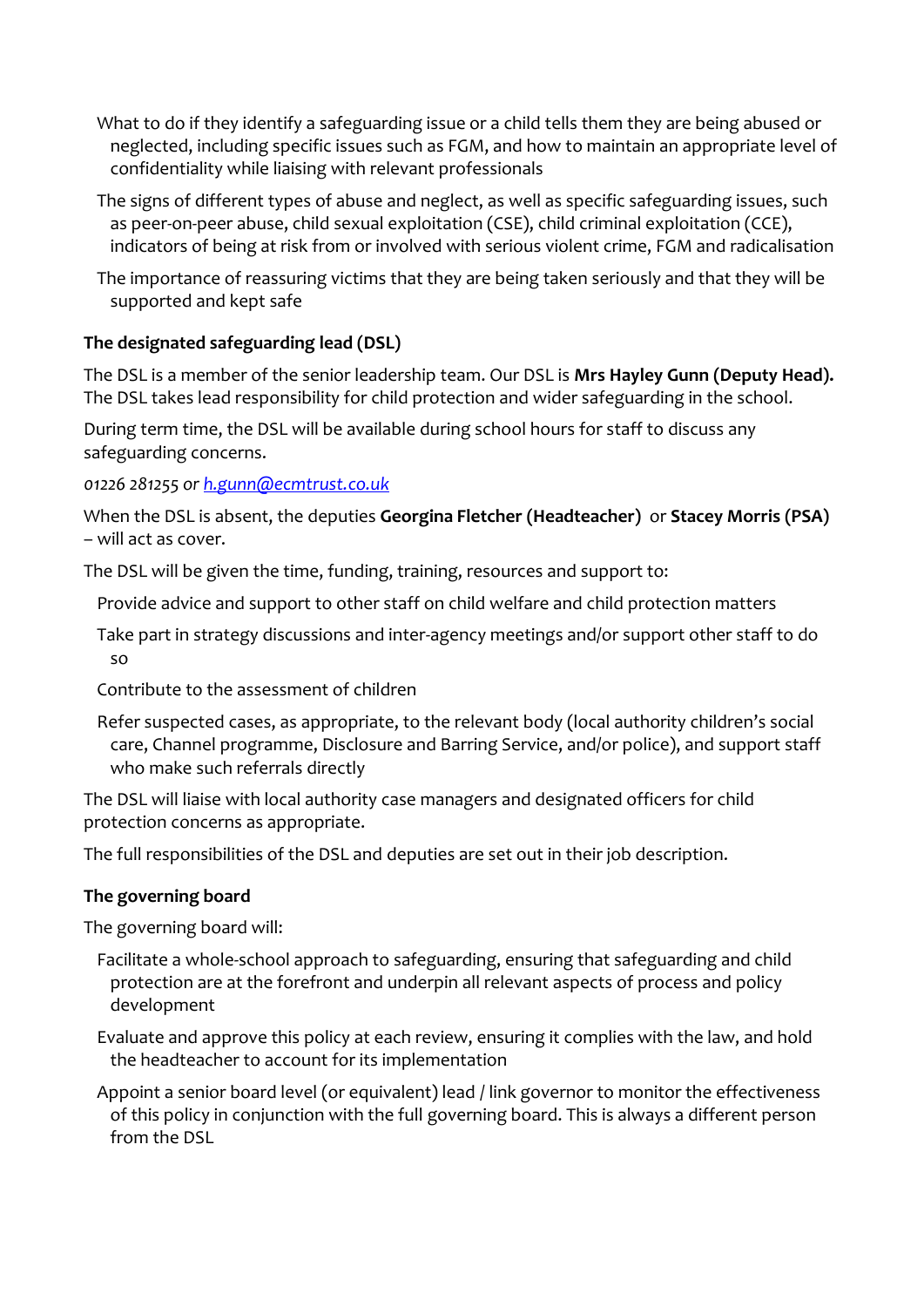- What to do if they identify a safeguarding issue or a child tells them they are being abused or neglected, including specific issues such as FGM, and how to maintain an appropriate level of confidentiality while liaising with relevant professionals
- The signs of different types of abuse and neglect, as well as specific safeguarding issues, such as peer-on-peer abuse, child sexual exploitation (CSE), child criminal exploitation (CCE), indicators of being at risk from or involved with serious violent crime, FGM and radicalisation
- The importance of reassuring victims that they are being taken seriously and that they will be supported and kept safe

**The designated safeguarding lead (DSL)**

The DSL is a member of the senior leadership team. Our DSL is **Mrs Hayley Gunn (Deputy Head).** The DSL takes lead responsibility for child protection and wider safeguarding in the school.

During term time, the DSL will be available during school hours for staff to discuss any safeguarding concerns.

*01226 281255 or [h.gunn@ecmtrust.co.uk](mailto:h.gunn@ecmtrust.co.uk)*

When the DSL is absent, the deputies **Georgina Fletcher (Headteacher)** or **Stacey Morris (PSA)** – will act as cover.

The DSL will be given the time, funding, training, resources and support to:

- Provide advice and support to other staff on child welfare and child protection matters
- Take part in strategy discussions and inter-agency meetings and/or support other staff to do so
- Contribute to the assessment of children
- Refer suspected cases, as appropriate, to the relevant body (local authority children's social care, Channel programme, Disclosure and Barring Service, and/or police), and support staff who make such referrals directly

The DSL will liaise with local authority case managers and designated officers for child protection concerns as appropriate.

The full responsibilities of the DSL and deputies are set out in their job description.

**The governing board**

The governing board will:

- Facilitate a whole-school approach to safeguarding, ensuring that safeguarding and child protection are at the forefront and underpin all relevant aspects of process and policy development
- Evaluate and approve this policy at each review, ensuring it complies with the law, and hold the headteacher to account for its implementation
- Appoint a senior board level (or equivalent) lead / link governor to monitor the effectiveness of this policy in conjunction with the full governing board. This is always a different person from the DSL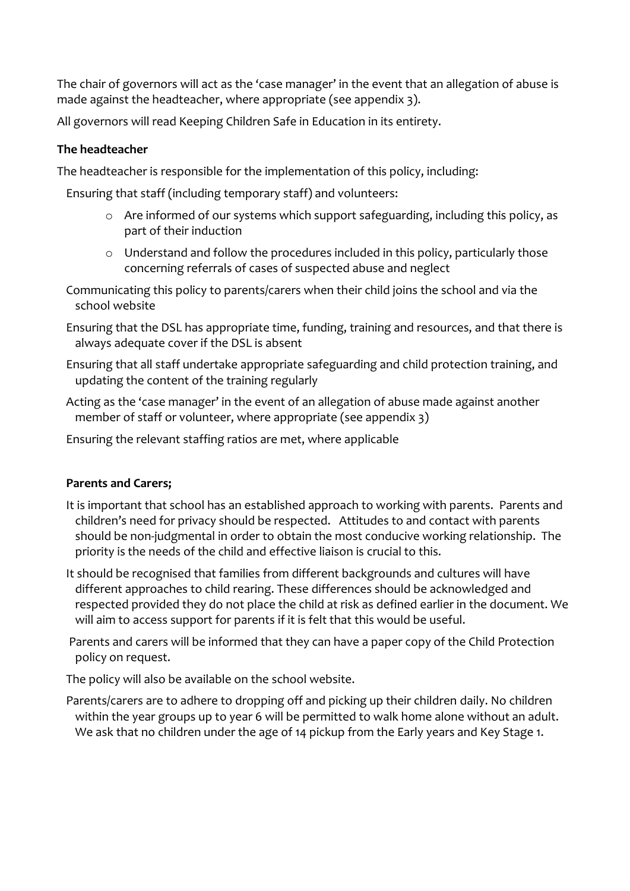The chair of governors will act as the 'case manager' in the event that an allegation of abuse is made against the headteacher, where appropriate (see appendix 3).

All governors will read Keeping Children Safe in Education in its entirety.

**The headteacher**

The headteacher is responsible for the implementation of this policy, including:

- Ensuring that staff (including temporary staff) and volunteers:
  - Are informed of our systems which support safeguarding, including this policy, as part of their induction
  - Understand and follow the procedures included in this policy, particularly those concerning referrals of cases of suspected abuse and neglect
- Communicating this policy to parents/carers when their child joins the school and via the school website
- Ensuring that the DSL has appropriate time, funding, training and resources, and that there is always adequate cover if the DSL is absent
- Ensuring that all staff undertake appropriate safeguarding and child protection training, and updating the content of the training regularly
- Acting as the 'case manager' in the event of an allegation of abuse made against another member of staff or volunteer, where appropriate (see appendix 3)
- Ensuring the relevant staffing ratios are met, where applicable

**Parents and Carers;**

- It is important that school has an established approach to working with parents. Parents and children's need for privacy should be respected. Attitudes to and contact with parents should be non-judgmental in order to obtain the most conducive working relationship. The priority is the needs of the child and effective liaison is crucial to this.
- It should be recognised that families from different backgrounds and cultures will have different approaches to child rearing. These differences should be acknowledged and respected provided they do not place the child at risk as defined earlier in the document. We will aim to access support for parents if it is felt that this would be useful.
- Parents and carers will be informed that they can have a paper copy of the Child Protection policy on request.
- The policy will also be available on the school website.
- Parents/carers are to adhere to dropping off and picking up their children daily. No children within the year groups up to year 6 will be permitted to walk home alone without an adult. We ask that no children under the age of 14 pickup from the Early years and Key Stage 1.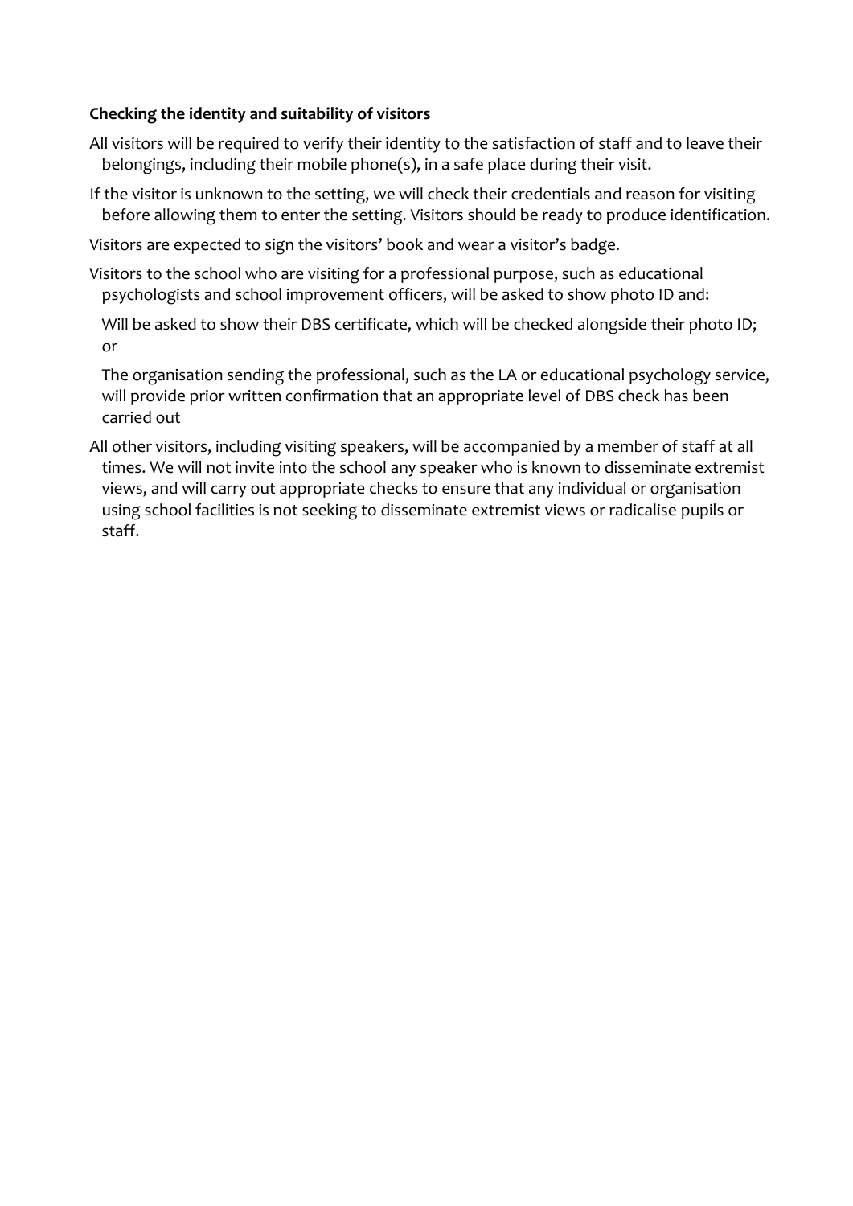**Checking the identity and suitability of visitors**

All visitors will be required to verify their identity to the satisfaction of staff and to leave their belongings, including their mobile phone(s), in a safe place during their visit.

If the visitor is unknown to the setting, we will check their credentials and reason for visiting before allowing them to enter the setting. Visitors should be ready to produce identification.

Visitors are expected to sign the visitors' book and wear a visitor's badge.

Visitors to the school who are visiting for a professional purpose, such as educational psychologists and school improvement officers, will be asked to show photo ID and:

Will be asked to show their DBS certificate, which will be checked alongside their photo ID; or

The organisation sending the professional, such as the LA or educational psychology service, will provide prior written confirmation that an appropriate level of DBS check has been carried out

All other visitors, including visiting speakers, will be accompanied by a member of staff at all times. We will not invite into the school any speaker who is known to disseminate extremist views, and will carry out appropriate checks to ensure that any individual or organisation using school facilities is not seeking to disseminate extremist views or radicalise pupils or staff.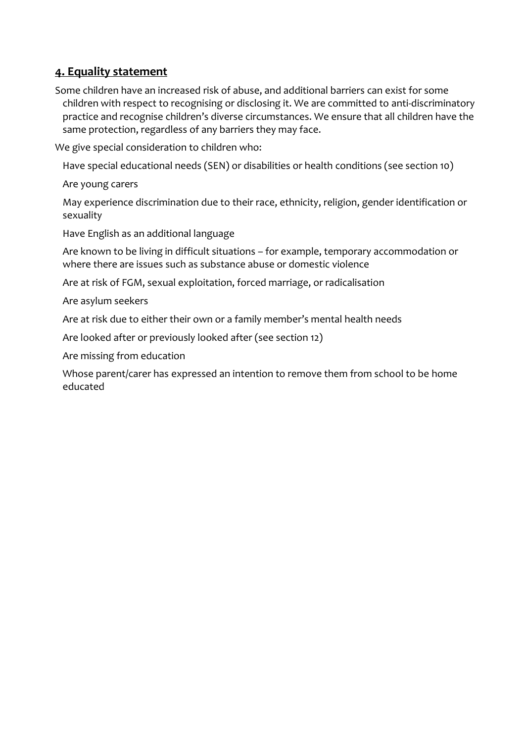## 4. Equality statement

Some children have an increased risk of abuse, and additional barriers can exist for some children with respect to recognising or disclosing it. We are committed to anti-discriminatory practice and recognise children's diverse circumstances. We ensure that all children have the same protection, regardless of any barriers they may face.

We give special consideration to children who:

- Have special educational needs (SEN) or disabilities or health conditions (see section 10)
- Are young carers
- May experience discrimination due to their race, ethnicity, religion, gender identification or sexuality
- Have English as an additional language
- Are known to be living in difficult situations – for example, temporary accommodation or where there are issues such as substance abuse or domestic violence
- Are at risk of FGM, sexual exploitation, forced marriage, or radicalisation
- Are asylum seekers
- Are at risk due to either their own or a family member's mental health needs
- Are looked after or previously looked after (see section 12)
- Are missing from education
- Whose parent/carer has expressed an intention to remove them from school to be home educated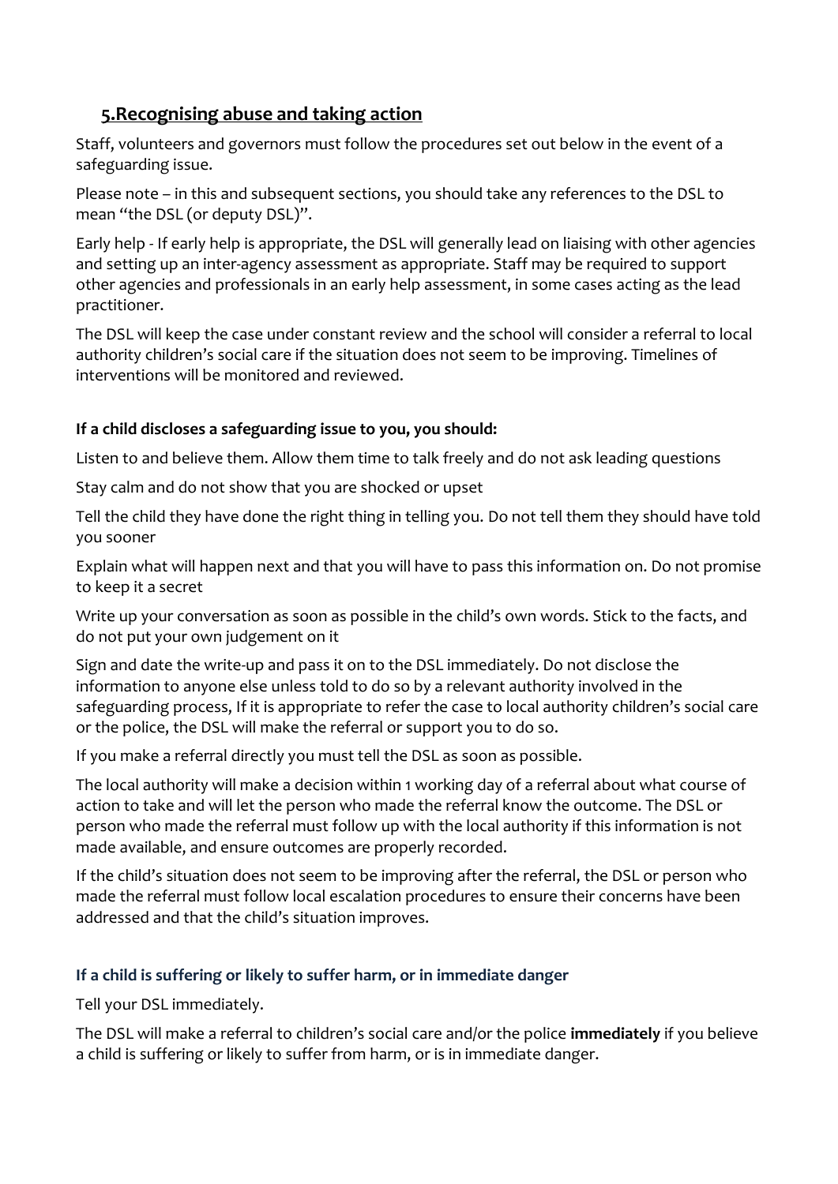## 5.Recognising abuse and taking action

Staff, volunteers and governors must follow the procedures set out below in the event of a safeguarding issue.

Please note – in this and subsequent sections, you should take any references to the DSL to mean "the DSL (or deputy DSL)".

Early help - If early help is appropriate, the DSL will generally lead on liaising with other agencies and setting up an inter-agency assessment as appropriate. Staff may be required to support other agencies and professionals in an early help assessment, in some cases acting as the lead practitioner.

The DSL will keep the case under constant review and the school will consider a referral to local authority children's social care if the situation does not seem to be improving. Timelines of interventions will be monitored and reviewed.

**If a child discloses a safeguarding issue to you, you should:**

Listen to and believe them. Allow them time to talk freely and do not ask leading questions

Stay calm and do not show that you are shocked or upset

Tell the child they have done the right thing in telling you. Do not tell them they should have told you sooner

Explain what will happen next and that you will have to pass this information on. Do not promise to keep it a secret

Write up your conversation as soon as possible in the child's own words. Stick to the facts, and do not put your own judgement on it

Sign and date the write-up and pass it on to the DSL immediately. Do not disclose the information to anyone else unless told to do so by a relevant authority involved in the safeguarding process, If it is appropriate to refer the case to local authority children's social care or the police, the DSL will make the referral or support you to do so.

If you make a referral directly you must tell the DSL as soon as possible.

The local authority will make a decision within 1 working day of a referral about what course of action to take and will let the person who made the referral know the outcome. The DSL or person who made the referral must follow up with the local authority if this information is not made available, and ensure outcomes are properly recorded.

If the child's situation does not seem to be improving after the referral, the DSL or person who made the referral must follow local escalation procedures to ensure their concerns have been addressed and that the child's situation improves.

### If a child is suffering or likely to suffer harm, or in immediate danger

Tell your DSL immediately.

The DSL will make a referral to children's social care and/or the police **immediately** if you believe a child is suffering or likely to suffer from harm, or is in immediate danger.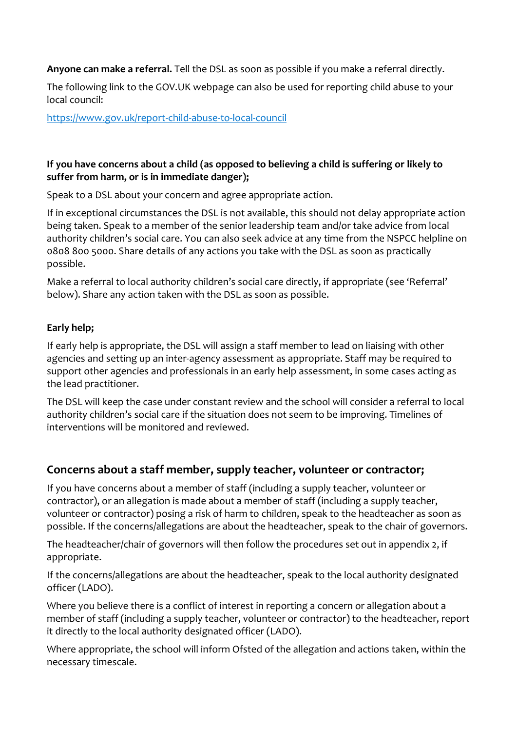**Anyone can make a referral.** Tell the DSL as soon as possible if you make a referral directly.

The following link to the GOV.UK webpage can also be used for reporting child abuse to your local council:

[https://www.gov.uk/report-child-abuse-to-local-council](https://www.gov.uk/report-child-abuse-to-local-council)

**If you have concerns about a child (as opposed to believing a child is suffering or likely to suffer from harm, or is in immediate danger);**

Speak to a DSL about your concern and agree appropriate action.

If in exceptional circumstances the DSL is not available, this should not delay appropriate action being taken. Speak to a member of the senior leadership team and/or take advice from local authority children's social care. You can also seek advice at any time from the NSPCC helpline on 0808 800 5000. Share details of any actions you take with the DSL as soon as practically possible.

Make a referral to local authority children's social care directly, if appropriate (see 'Referral' below). Share any action taken with the DSL as soon as possible.

**Early help;**

If early help is appropriate, the DSL will assign a staff member to lead on liaising with other agencies and setting up an inter-agency assessment as appropriate. Staff may be required to support other agencies and professionals in an early help assessment, in some cases acting as the lead practitioner.

The DSL will keep the case under constant review and the school will consider a referral to local authority children's social care if the situation does not seem to be improving. Timelines of interventions will be monitored and reviewed.

## Concerns about a staff member, supply teacher, volunteer or contractor;

If you have concerns about a member of staff (including a supply teacher, volunteer or contractor), or an allegation is made about a member of staff (including a supply teacher, volunteer or contractor) posing a risk of harm to children, speak to the headteacher as soon as possible. If the concerns/allegations are about the headteacher, speak to the chair of governors.

The headteacher/chair of governors will then follow the procedures set out in appendix 2, if appropriate.

If the concerns/allegations are about the headteacher, speak to the local authority designated officer (LADO).

Where you believe there is a conflict of interest in reporting a concern or allegation about a member of staff (including a supply teacher, volunteer or contractor) to the headteacher, report it directly to the local authority designated officer (LADO).

Where appropriate, the school will inform Ofsted of the allegation and actions taken, within the necessary timescale.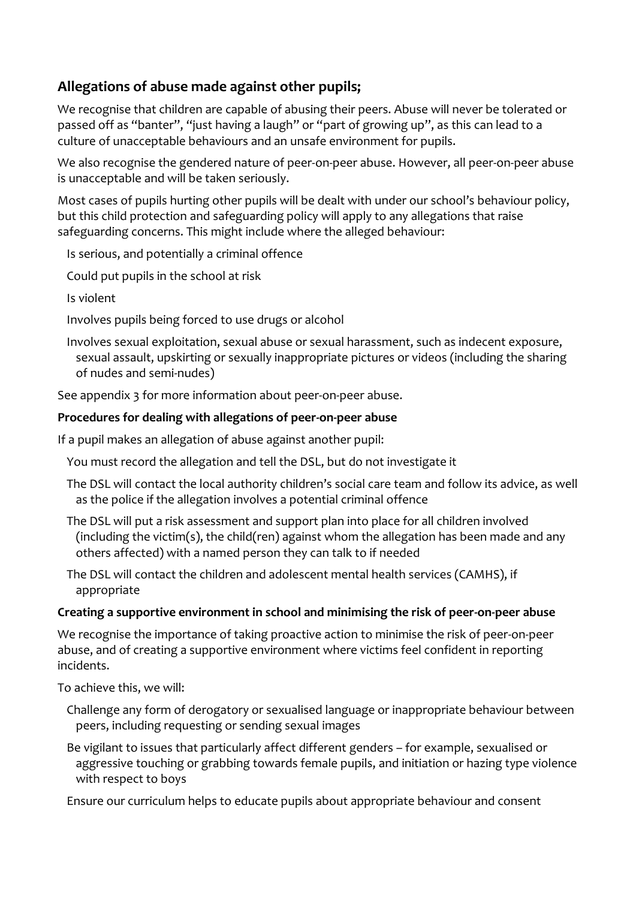## Allegations of abuse made against other pupils;

We recognise that children are capable of abusing their peers. Abuse will never be tolerated or passed off as "banter", "just having a laugh" or "part of growing up", as this can lead to a culture of unacceptable behaviours and an unsafe environment for pupils.

We also recognise the gendered nature of peer-on-peer abuse. However, all peer-on-peer abuse is unacceptable and will be taken seriously.

Most cases of pupils hurting other pupils will be dealt with under our school's behaviour policy, but this child protection and safeguarding policy will apply to any allegations that raise safeguarding concerns. This might include where the alleged behaviour:

- Is serious, and potentially a criminal offence
- Could put pupils in the school at risk
- Is violent
- Involves pupils being forced to use drugs or alcohol
- Involves sexual exploitation, sexual abuse or sexual harassment, such as indecent exposure, sexual assault, upskirting or sexually inappropriate pictures or videos (including the sharing of nudes and semi-nudes)

See appendix 3 for more information about peer-on-peer abuse.

**Procedures for dealing with allegations of peer-on-peer abuse**

If a pupil makes an allegation of abuse against another pupil:

- You must record the allegation and tell the DSL, but do not investigate it
- The DSL will contact the local authority children's social care team and follow its advice, as well as the police if the allegation involves a potential criminal offence
- The DSL will put a risk assessment and support plan into place for all children involved (including the victim(s), the child(ren) against whom the allegation has been made and any others affected) with a named person they can talk to if needed
- The DSL will contact the children and adolescent mental health services (CAMHS), if appropriate

**Creating a supportive environment in school and minimising the risk of peer-on-peer abuse**

We recognise the importance of taking proactive action to minimise the risk of peer-on-peer abuse, and of creating a supportive environment where victims feel confident in reporting incidents.

To achieve this, we will:

- Challenge any form of derogatory or sexualised language or inappropriate behaviour between peers, including requesting or sending sexual images
- Be vigilant to issues that particularly affect different genders – for example, sexualised or aggressive touching or grabbing towards female pupils, and initiation or hazing type violence with respect to boys
- Ensure our curriculum helps to educate pupils about appropriate behaviour and consent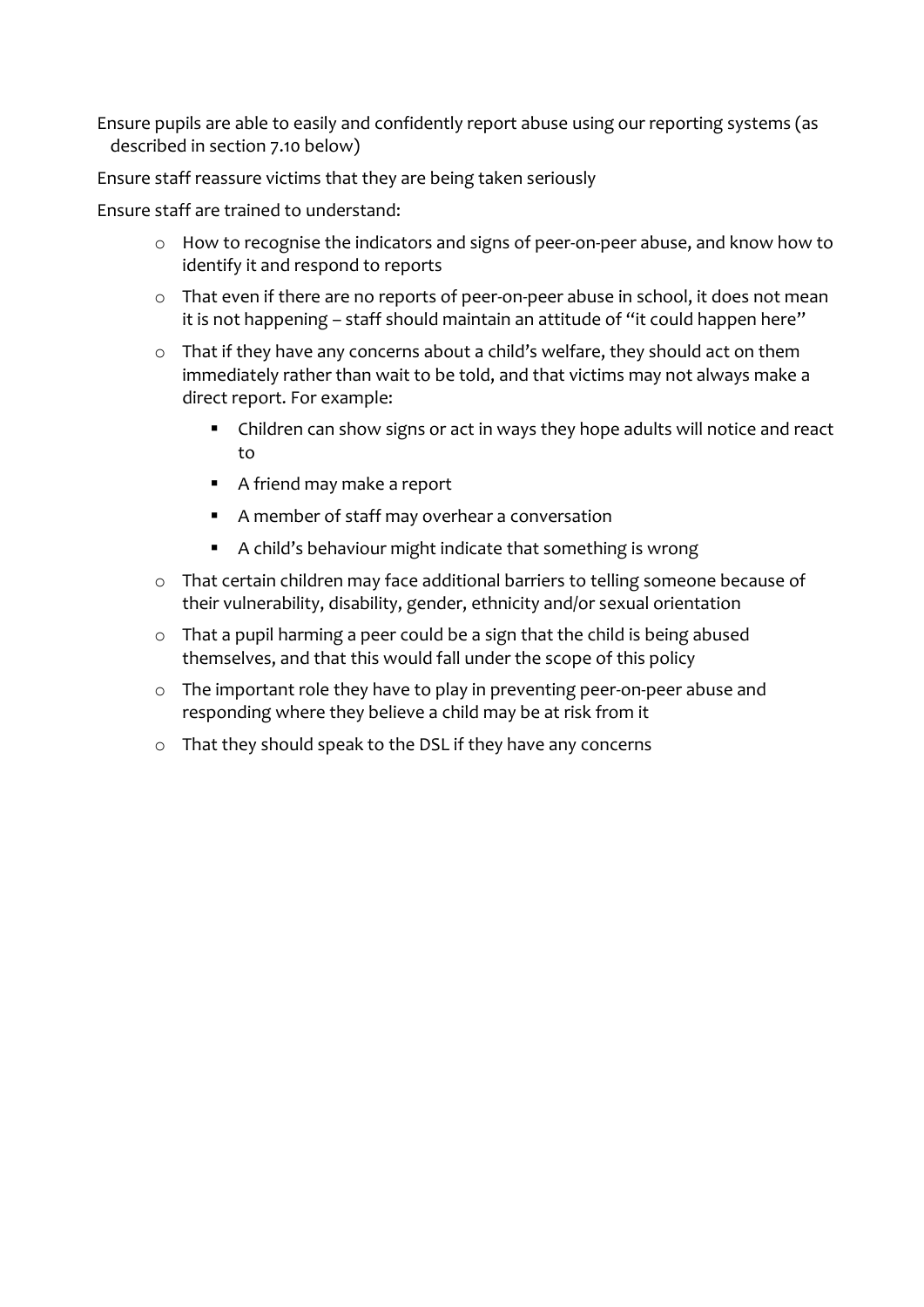- Ensure pupils are able to easily and confidently report abuse using our reporting systems (as described in section 7.10 below)
- Ensure staff reassure victims that they are being taken seriously
- Ensure staff are trained to understand:
  - How to recognise the indicators and signs of peer-on-peer abuse, and know how to identify it and respond to reports
  - That even if there are no reports of peer-on-peer abuse in school, it does not mean it is not happening – staff should maintain an attitude of "it could happen here"
  - That if they have any concerns about a child's welfare, they should act on them immediately rather than wait to be told, and that victims may not always make a direct report. For example:
    - Children can show signs or act in ways they hope adults will notice and react to
    - A friend may make a report
    - A member of staff may overhear a conversation
    - A child's behaviour might indicate that something is wrong
  - That certain children may face additional barriers to telling someone because of their vulnerability, disability, gender, ethnicity and/or sexual orientation
  - That a pupil harming a peer could be a sign that the child is being abused themselves, and that this would fall under the scope of this policy
  - The important role they have to play in preventing peer-on-peer abuse and responding where they believe a child may be at risk from it
  - That they should speak to the DSL if they have any concerns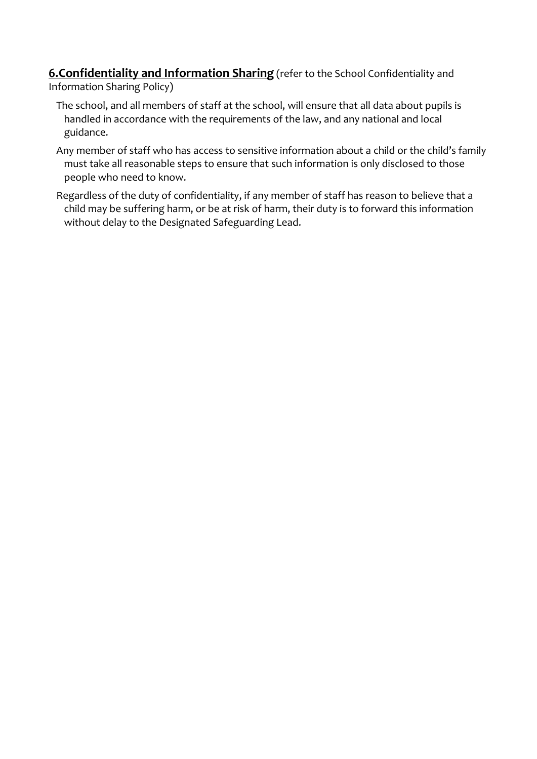## **6.Confidentiality and Information Sharing** (refer to the School Confidentiality and Information Sharing Policy)

The school, and all members of staff at the school, will ensure that all data about pupils is handled in accordance with the requirements of the law, and any national and local guidance.

Any member of staff who has access to sensitive information about a child or the child's family must take all reasonable steps to ensure that such information is only disclosed to those people who need to know.

Regardless of the duty of confidentiality, if any member of staff has reason to believe that a child may be suffering harm, or be at risk of harm, their duty is to forward this information without delay to the Designated Safeguarding Lead.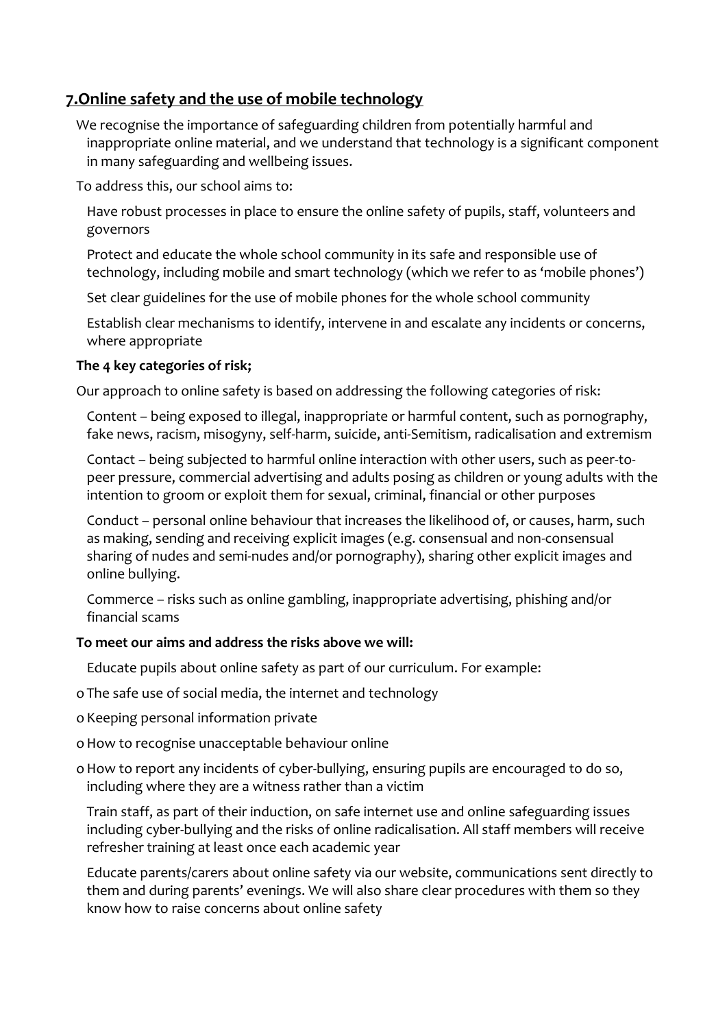## 7.Online safety and the use of mobile technology

We recognise the importance of safeguarding children from potentially harmful and inappropriate online material, and we understand that technology is a significant component in many safeguarding and wellbeing issues.

To address this, our school aims to:

- Have robust processes in place to ensure the online safety of pupils, staff, volunteers and governors
- Protect and educate the whole school community in its safe and responsible use of technology, including mobile and smart technology (which we refer to as 'mobile phones')
- Set clear guidelines for the use of mobile phones for the whole school community
- Establish clear mechanisms to identify, intervene in and escalate any incidents or concerns, where appropriate

**The 4 key categories of risk;**

Our approach to online safety is based on addressing the following categories of risk:

- Content – being exposed to illegal, inappropriate or harmful content, such as pornography, fake news, racism, misogyny, self-harm, suicide, anti-Semitism, radicalisation and extremism
- Contact – being subjected to harmful online interaction with other users, such as peer-to-peer pressure, commercial advertising and adults posing as children or young adults with the intention to groom or exploit them for sexual, criminal, financial or other purposes
- Conduct – personal online behaviour that increases the likelihood of, or causes, harm, such as making, sending and receiving explicit images (e.g. consensual and non-consensual sharing of nudes and semi-nudes and/or pornography), sharing other explicit images and online bullying.
- Commerce – risks such as online gambling, inappropriate advertising, phishing and/or financial scams

**To meet our aims and address the risks above we will:**

- Educate pupils about online safety as part of our curriculum. For example:
  - The safe use of social media, the internet and technology
  - Keeping personal information private
  - How to recognise unacceptable behaviour online
  - How to report any incidents of cyber-bullying, ensuring pupils are encouraged to do so, including where they are a witness rather than a victim
- Train staff, as part of their induction, on safe internet use and online safeguarding issues including cyber-bullying and the risks of online radicalisation. All staff members will receive refresher training at least once each academic year
- Educate parents/carers about online safety via our website, communications sent directly to them and during parents' evenings. We will also share clear procedures with them so they know how to raise concerns about online safety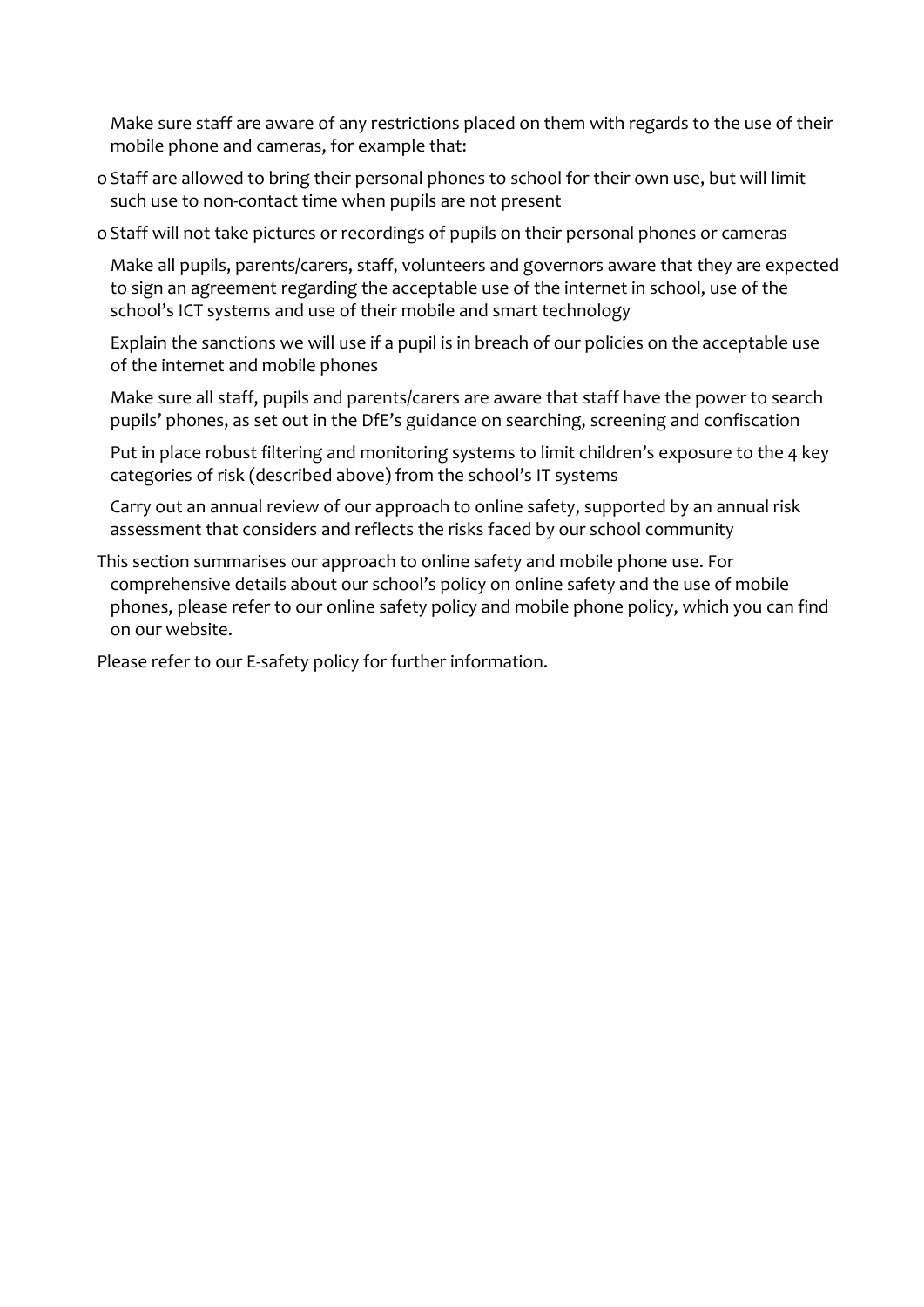- Make sure staff are aware of any restrictions placed on them with regards to the use of their mobile phone and cameras, for example that:
  - Staff are allowed to bring their personal phones to school for their own use, but will limit such use to non-contact time when pupils are not present
  - Staff will not take pictures or recordings of pupils on their personal phones or cameras
- Make all pupils, parents/carers, staff, volunteers and governors aware that they are expected to sign an agreement regarding the acceptable use of the internet in school, use of the school's ICT systems and use of their mobile and smart technology
- Explain the sanctions we will use if a pupil is in breach of our policies on the acceptable use of the internet and mobile phones
- Make sure all staff, pupils and parents/carers are aware that staff have the power to search pupils' phones, as set out in the DfE's guidance on searching, screening and confiscation
- Put in place robust filtering and monitoring systems to limit children's exposure to the 4 key categories of risk (described above) from the school's IT systems
- Carry out an annual review of our approach to online safety, supported by an annual risk assessment that considers and reflects the risks faced by our school community

This section summarises our approach to online safety and mobile phone use. For comprehensive details about our school's policy on online safety and the use of mobile phones, please refer to our online safety policy and mobile phone policy, which you can find on our website.

Please refer to our E-safety policy for further information.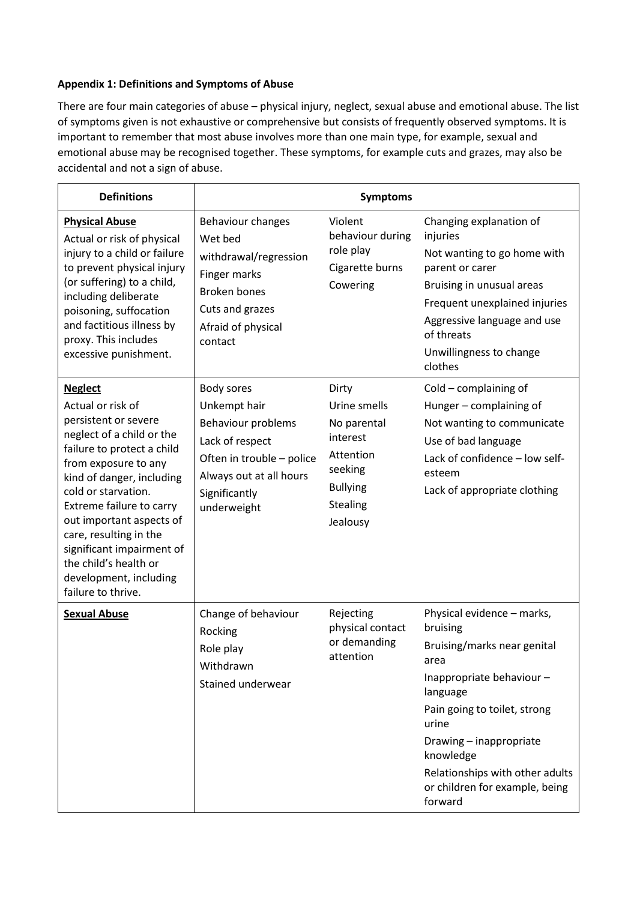**Appendix 1: Definitions and Symptoms of Abuse**

There are four main categories of abuse – physical injury, neglect, sexual abuse and emotional abuse. The list of symptoms given is not exhaustive or comprehensive but consists of frequently observed symptoms. It is important to remember that most abuse involves more than one main type, for example, sexual and emotional abuse may be recognised together. These symptoms, for example cuts and grazes, may also be accidental and not a sign of abuse.

| Definitions | Symptoms | | |
|---|---|---|---|
| **Physical Abuse**<br>Actual or risk of physical injury to a child or failure to prevent physical injury (or suffering) to a child, including deliberate poisoning, suffocation and factitious illness by proxy. This includes excessive punishment. | Behaviour changes<br>Wet bed<br>withdrawal/regression<br>Finger marks<br>Broken bones<br>Cuts and grazes<br>Afraid of physical contact | Violent behaviour during role play<br>Cigarette burns<br>Cowering | Changing explanation of injuries<br>Not wanting to go home with parent or carer<br>Bruising in unusual areas<br>Frequent unexplained injuries<br>Aggressive language and use of threats<br>Unwillingness to change clothes |
| **Neglect**<br>Actual or risk of persistent or severe neglect of a child or the failure to protect a child from exposure to any kind of danger, including cold or starvation. Extreme failure to carry out important aspects of care, resulting in the significant impairment of the child's health or development, including failure to thrive. | Body sores<br>Unkempt hair<br>Behaviour problems<br>Lack of respect<br>Often in trouble – police<br>Always out at all hours<br>Significantly underweight | Dirty<br>Urine smells<br>No parental interest<br>Attention seeking<br>Bullying<br>Stealing<br>Jealousy | Cold – complaining of<br>Hunger – complaining of<br>Not wanting to communicate<br>Use of bad language<br>Lack of confidence – low self-esteem<br>Lack of appropriate clothing |
| **Sexual Abuse** | Change of behaviour<br>Rocking<br>Role play<br>Withdrawn<br>Stained underwear | Rejecting physical contact or demanding attention | Physical evidence – marks, bruising<br>Bruising/marks near genital area<br>Inappropriate behaviour – language<br>Pain going to toilet, strong urine<br>Drawing – inappropriate knowledge<br>Relationships with other adults or children for example, being forward |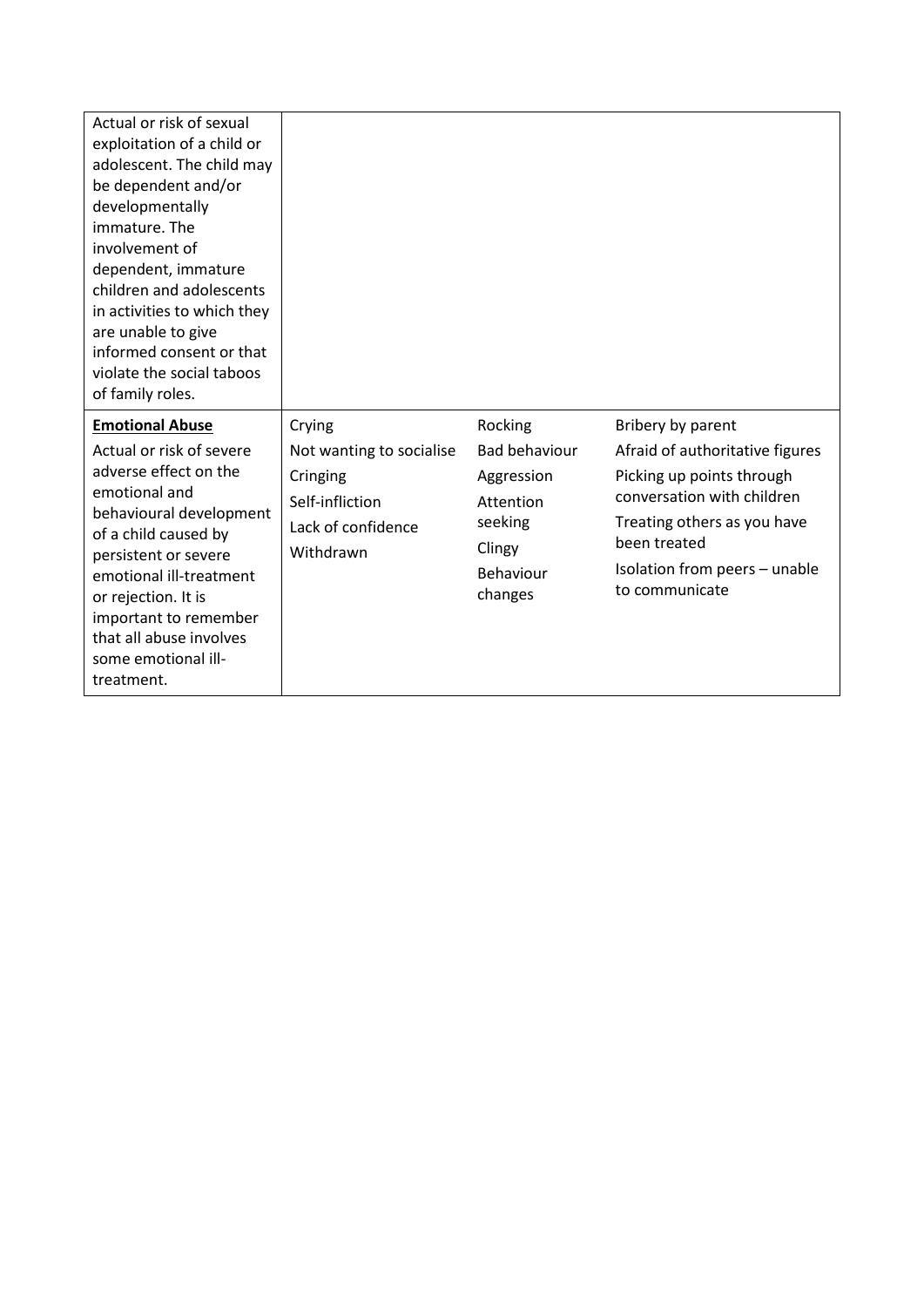| | | | |
|---|---|---|---|
| Actual or risk of sexual exploitation of a child or adolescent. The child may be dependent and/or developmentally immature. The involvement of dependent, immature children and adolescents in activities to which they are unable to give informed consent or that violate the social taboos of family roles. | | | |
| **Emotional Abuse**<br><br>Actual or risk of severe adverse effect on the emotional and behavioural development of a child caused by persistent or severe emotional ill-treatment or rejection. It is important to remember that all abuse involves some emotional ill-treatment. | Crying<br>Not wanting to socialise<br>Cringing<br>Self-infliction<br>Lack of confidence<br>Withdrawn | Rocking<br>Bad behaviour<br>Aggression<br>Attention seeking<br>Clingy<br>Behaviour changes | Bribery by parent<br>Afraid of authoritative figures<br>Picking up points through conversation with children<br>Treating others as you have been treated<br>Isolation from peers – unable to communicate |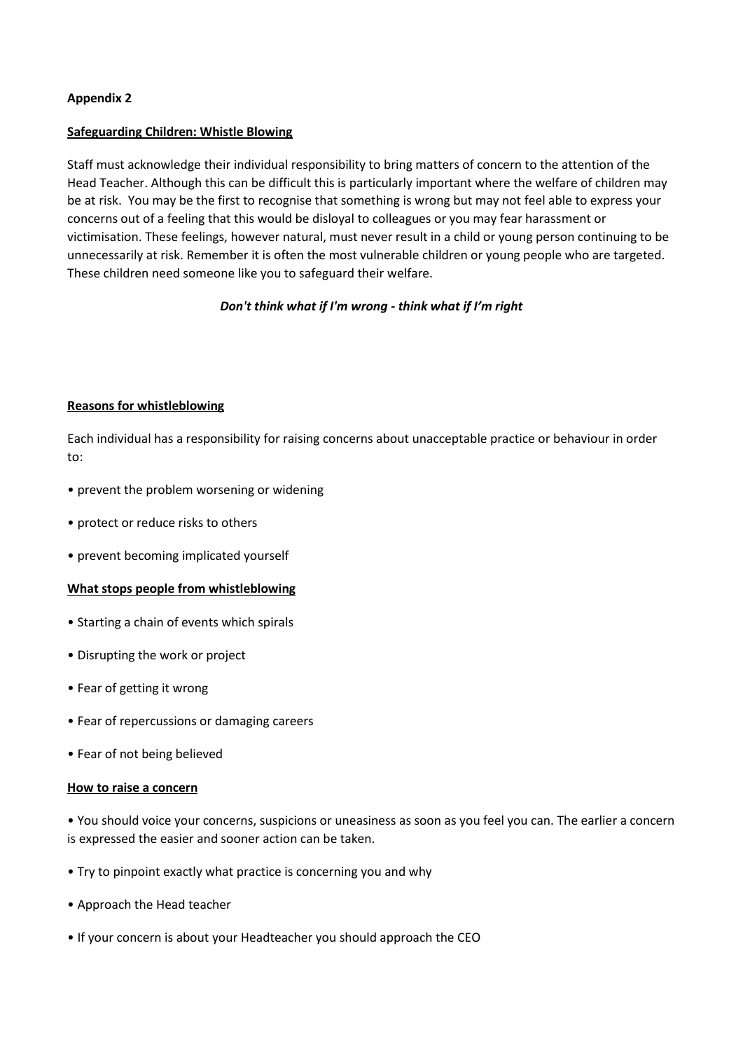**Appendix 2**

## Safeguarding Children: Whistle Blowing

Staff must acknowledge their individual responsibility to bring matters of concern to the attention of the Head Teacher. Although this can be difficult this is particularly important where the welfare of children may be at risk. You may be the first to recognise that something is wrong but may not feel able to express your concerns out of a feeling that this would be disloyal to colleagues or you may fear harassment or victimisation. These feelings, however natural, must never result in a child or young person continuing to be unnecessarily at risk. Remember it is often the most vulnerable children or young people who are targeted. These children need someone like you to safeguard their welfare.

***Don't think what if I'm wrong - think what if I'm right***

### Reasons for whistleblowing

Each individual has a responsibility for raising concerns about unacceptable practice or behaviour in order to:

- prevent the problem worsening or widening
- protect or reduce risks to others
- prevent becoming implicated yourself

### What stops people from whistleblowing

- Starting a chain of events which spirals
- Disrupting the work or project
- Fear of getting it wrong
- Fear of repercussions or damaging careers
- Fear of not being believed

### How to raise a concern

- You should voice your concerns, suspicions or uneasiness as soon as you feel you can. The earlier a concern is expressed the easier and sooner action can be taken.
- Try to pinpoint exactly what practice is concerning you and why
- Approach the Head teacher
- If your concern is about your Headteacher you should approach the CEO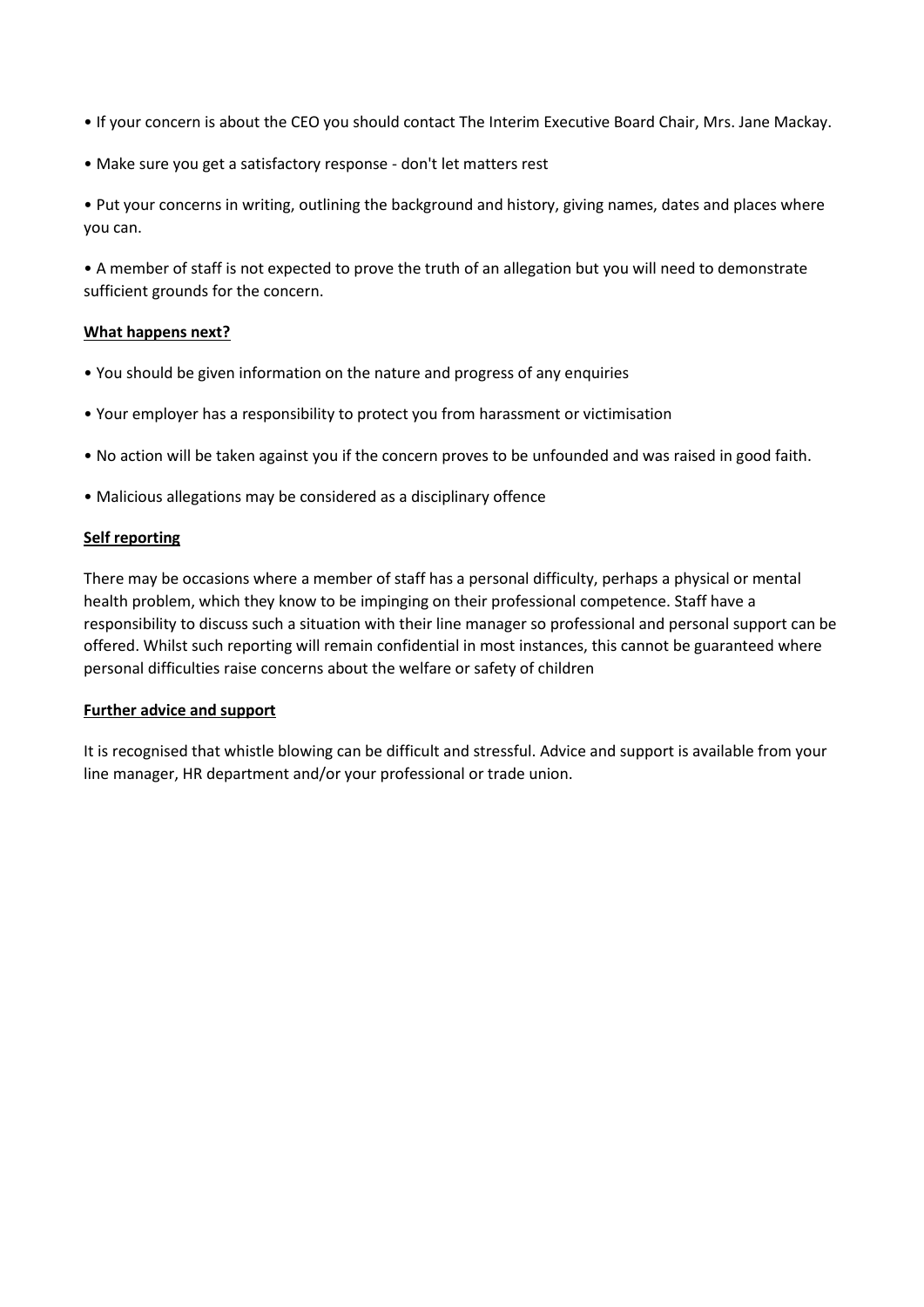- If your concern is about the CEO you should contact The Interim Executive Board Chair, Mrs. Jane Mackay.
- Make sure you get a satisfactory response - don't let matters rest
- Put your concerns in writing, outlining the background and history, giving names, dates and places where you can.
- A member of staff is not expected to prove the truth of an allegation but you will need to demonstrate sufficient grounds for the concern.

**What happens next?**

- You should be given information on the nature and progress of any enquiries
- Your employer has a responsibility to protect you from harassment or victimisation
- No action will be taken against you if the concern proves to be unfounded and was raised in good faith.
- Malicious allegations may be considered as a disciplinary offence

**Self reporting**

There may be occasions where a member of staff has a personal difficulty, perhaps a physical or mental health problem, which they know to be impinging on their professional competence. Staff have a responsibility to discuss such a situation with their line manager so professional and personal support can be offered. Whilst such reporting will remain confidential in most instances, this cannot be guaranteed where personal difficulties raise concerns about the welfare or safety of children

**Further advice and support**

It is recognised that whistle blowing can be difficult and stressful. Advice and support is available from your line manager, HR department and/or your professional or trade union.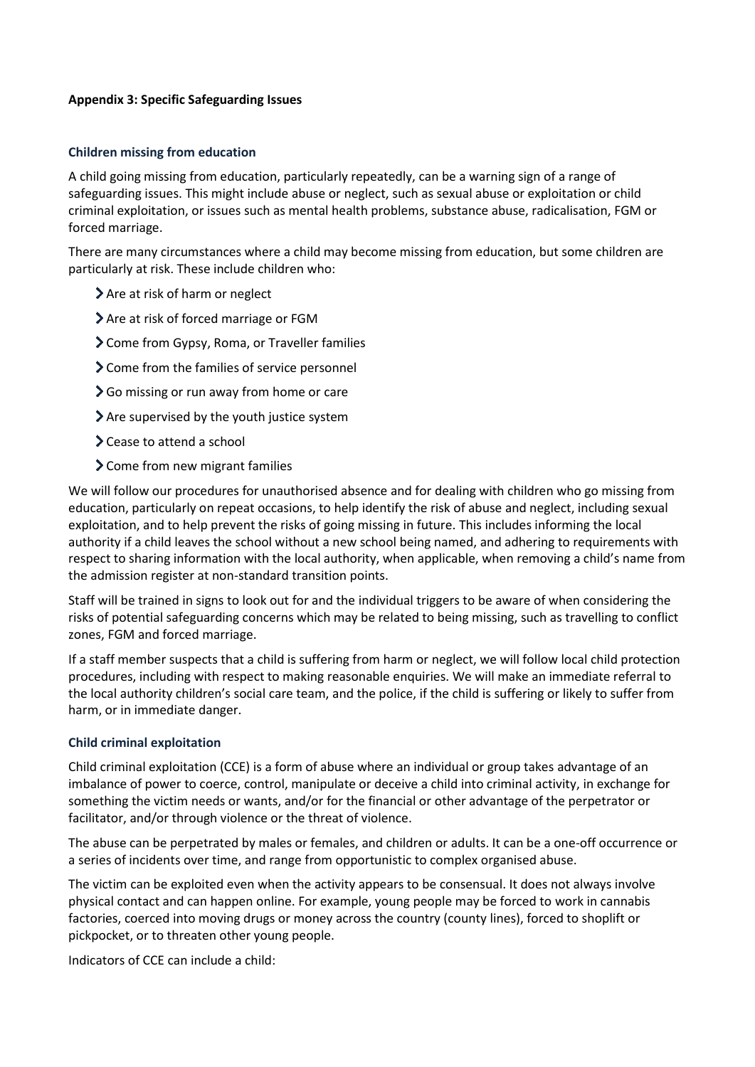**Appendix 3: Specific Safeguarding Issues**

### Children missing from education

A child going missing from education, particularly repeatedly, can be a warning sign of a range of safeguarding issues. This might include abuse or neglect, such as sexual abuse or exploitation or child criminal exploitation, or issues such as mental health problems, substance abuse, radicalisation, FGM or forced marriage.

There are many circumstances where a child may become missing from education, but some children are particularly at risk. These include children who:

- Are at risk of harm or neglect
- Are at risk of forced marriage or FGM
- Come from Gypsy, Roma, or Traveller families
- Come from the families of service personnel
- Go missing or run away from home or care
- Are supervised by the youth justice system
- Cease to attend a school
- Come from new migrant families

We will follow our procedures for unauthorised absence and for dealing with children who go missing from education, particularly on repeat occasions, to help identify the risk of abuse and neglect, including sexual exploitation, and to help prevent the risks of going missing in future. This includes informing the local authority if a child leaves the school without a new school being named, and adhering to requirements with respect to sharing information with the local authority, when applicable, when removing a child's name from the admission register at non-standard transition points.

Staff will be trained in signs to look out for and the individual triggers to be aware of when considering the risks of potential safeguarding concerns which may be related to being missing, such as travelling to conflict zones, FGM and forced marriage.

If a staff member suspects that a child is suffering from harm or neglect, we will follow local child protection procedures, including with respect to making reasonable enquiries. We will make an immediate referral to the local authority children's social care team, and the police, if the child is suffering or likely to suffer from harm, or in immediate danger.

### Child criminal exploitation

Child criminal exploitation (CCE) is a form of abuse where an individual or group takes advantage of an imbalance of power to coerce, control, manipulate or deceive a child into criminal activity, in exchange for something the victim needs or wants, and/or for the financial or other advantage of the perpetrator or facilitator, and/or through violence or the threat of violence.

The abuse can be perpetrated by males or females, and children or adults. It can be a one-off occurrence or a series of incidents over time, and range from opportunistic to complex organised abuse.

The victim can be exploited even when the activity appears to be consensual. It does not always involve physical contact and can happen online. For example, young people may be forced to work in cannabis factories, coerced into moving drugs or money across the country (county lines), forced to shoplift or pickpocket, or to threaten other young people.

Indicators of CCE can include a child: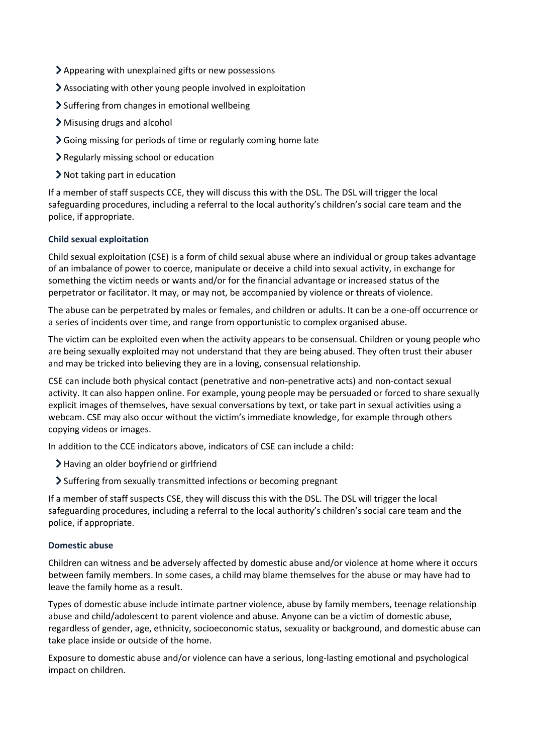- Appearing with unexplained gifts or new possessions
- Associating with other young people involved in exploitation
- Suffering from changes in emotional wellbeing
- Misusing drugs and alcohol
- Going missing for periods of time or regularly coming home late
- Regularly missing school or education
- Not taking part in education

If a member of staff suspects CCE, they will discuss this with the DSL. The DSL will trigger the local safeguarding procedures, including a referral to the local authority's children's social care team and the police, if appropriate.

#### Child sexual exploitation

Child sexual exploitation (CSE) is a form of child sexual abuse where an individual or group takes advantage of an imbalance of power to coerce, manipulate or deceive a child into sexual activity, in exchange for something the victim needs or wants and/or for the financial advantage or increased status of the perpetrator or facilitator. It may, or may not, be accompanied by violence or threats of violence.

The abuse can be perpetrated by males or females, and children or adults. It can be a one-off occurrence or a series of incidents over time, and range from opportunistic to complex organised abuse.

The victim can be exploited even when the activity appears to be consensual. Children or young people who are being sexually exploited may not understand that they are being abused. They often trust their abuser and may be tricked into believing they are in a loving, consensual relationship.

CSE can include both physical contact (penetrative and non-penetrative acts) and non-contact sexual activity. It can also happen online. For example, young people may be persuaded or forced to share sexually explicit images of themselves, have sexual conversations by text, or take part in sexual activities using a webcam. CSE may also occur without the victim's immediate knowledge, for example through others copying videos or images.

In addition to the CCE indicators above, indicators of CSE can include a child:

- Having an older boyfriend or girlfriend
- Suffering from sexually transmitted infections or becoming pregnant

If a member of staff suspects CSE, they will discuss this with the DSL. The DSL will trigger the local safeguarding procedures, including a referral to the local authority's children's social care team and the police, if appropriate.

#### Domestic abuse

Children can witness and be adversely affected by domestic abuse and/or violence at home where it occurs between family members. In some cases, a child may blame themselves for the abuse or may have had to leave the family home as a result.

Types of domestic abuse include intimate partner violence, abuse by family members, teenage relationship abuse and child/adolescent to parent violence and abuse. Anyone can be a victim of domestic abuse, regardless of gender, age, ethnicity, socioeconomic status, sexuality or background, and domestic abuse can take place inside or outside of the home.

Exposure to domestic abuse and/or violence can have a serious, long-lasting emotional and psychological impact on children.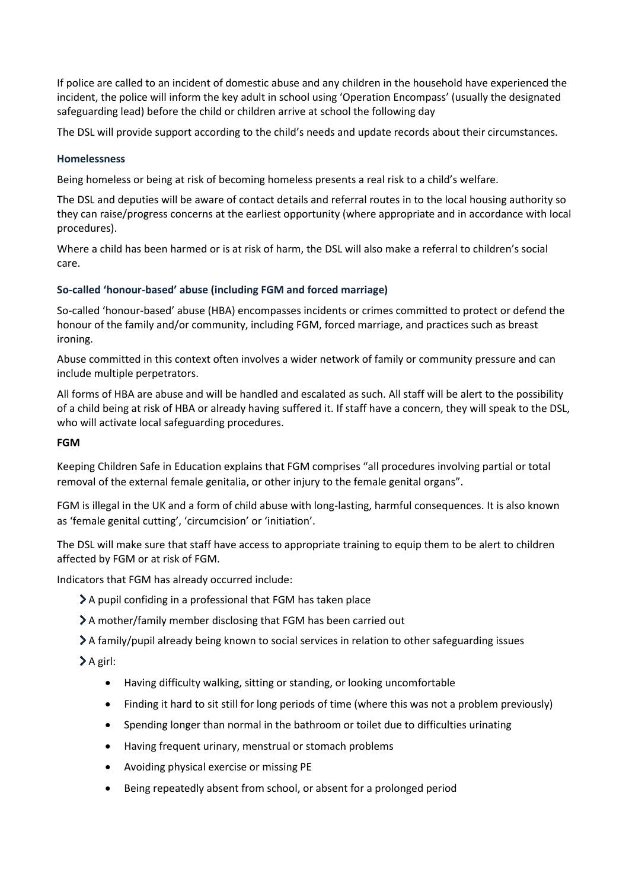If police are called to an incident of domestic abuse and any children in the household have experienced the incident, the police will inform the key adult in school using 'Operation Encompass' (usually the designated safeguarding lead) before the child or children arrive at school the following day

The DSL will provide support according to the child's needs and update records about their circumstances.

### Homelessness

Being homeless or being at risk of becoming homeless presents a real risk to a child's welfare.

The DSL and deputies will be aware of contact details and referral routes in to the local housing authority so they can raise/progress concerns at the earliest opportunity (where appropriate and in accordance with local procedures).

Where a child has been harmed or is at risk of harm, the DSL will also make a referral to children's social care.

### So-called 'honour-based' abuse (including FGM and forced marriage)

So-called 'honour-based' abuse (HBA) encompasses incidents or crimes committed to protect or defend the honour of the family and/or community, including FGM, forced marriage, and practices such as breast ironing.

Abuse committed in this context often involves a wider network of family or community pressure and can include multiple perpetrators.

All forms of HBA are abuse and will be handled and escalated as such. All staff will be alert to the possibility of a child being at risk of HBA or already having suffered it. If staff have a concern, they will speak to the DSL, who will activate local safeguarding procedures.

#### FGM

Keeping Children Safe in Education explains that FGM comprises "all procedures involving partial or total removal of the external female genitalia, or other injury to the female genital organs".

FGM is illegal in the UK and a form of child abuse with long-lasting, harmful consequences. It is also known as 'female genital cutting', 'circumcision' or 'initiation'.

The DSL will make sure that staff have access to appropriate training to equip them to be alert to children affected by FGM or at risk of FGM.

Indicators that FGM has already occurred include:

- A pupil confiding in a professional that FGM has taken place
- A mother/family member disclosing that FGM has been carried out
- A family/pupil already being known to social services in relation to other safeguarding issues
- A girl:
  - Having difficulty walking, sitting or standing, or looking uncomfortable
  - Finding it hard to sit still for long periods of time (where this was not a problem previously)
  - Spending longer than normal in the bathroom or toilet due to difficulties urinating
  - Having frequent urinary, menstrual or stomach problems
  - Avoiding physical exercise or missing PE
  - Being repeatedly absent from school, or absent for a prolonged period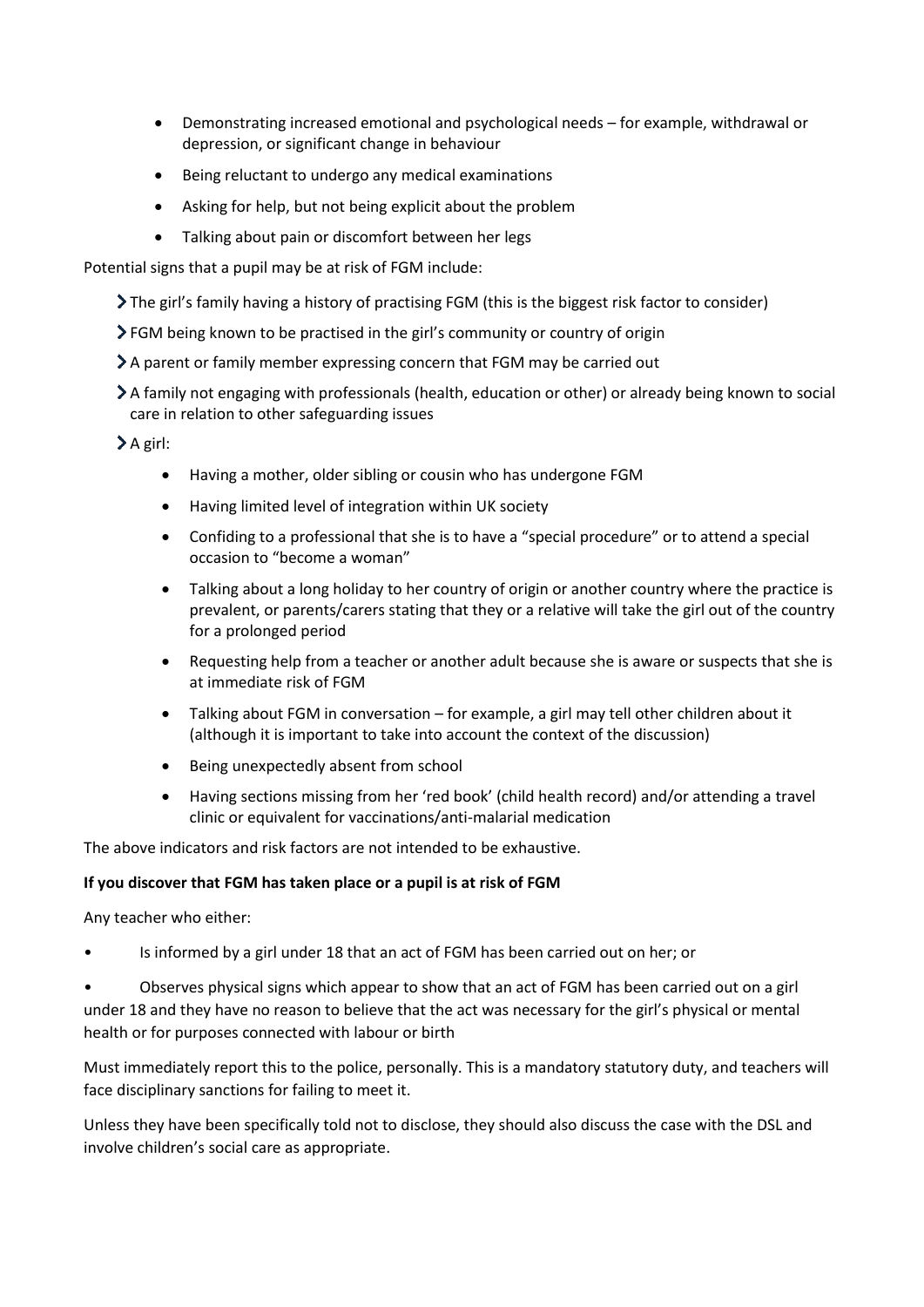- Demonstrating increased emotional and psychological needs – for example, withdrawal or depression, or significant change in behaviour
  - Being reluctant to undergo any medical examinations
  - Asking for help, but not being explicit about the problem
  - Talking about pain or discomfort between her legs

Potential signs that a pupil may be at risk of FGM include:

- The girl's family having a history of practising FGM (this is the biggest risk factor to consider)
- FGM being known to be practised in the girl's community or country of origin
- A parent or family member expressing concern that FGM may be carried out
- A family not engaging with professionals (health, education or other) or already being known to social care in relation to other safeguarding issues
- A girl:
  - Having a mother, older sibling or cousin who has undergone FGM
  - Having limited level of integration within UK society
  - Confiding to a professional that she is to have a "special procedure" or to attend a special occasion to "become a woman"
  - Talking about a long holiday to her country of origin or another country where the practice is prevalent, or parents/carers stating that they or a relative will take the girl out of the country for a prolonged period
  - Requesting help from a teacher or another adult because she is aware or suspects that she is at immediate risk of FGM
  - Talking about FGM in conversation – for example, a girl may tell other children about it (although it is important to take into account the context of the discussion)
  - Being unexpectedly absent from school
  - Having sections missing from her 'red book' (child health record) and/or attending a travel clinic or equivalent for vaccinations/anti-malarial medication

The above indicators and risk factors are not intended to be exhaustive.

**If you discover that FGM has taken place or a pupil is at risk of FGM**

Any teacher who either:

- Is informed by a girl under 18 that an act of FGM has been carried out on her; or
- Observes physical signs which appear to show that an act of FGM has been carried out on a girl under 18 and they have no reason to believe that the act was necessary for the girl's physical or mental health or for purposes connected with labour or birth

Must immediately report this to the police, personally. This is a mandatory statutory duty, and teachers will face disciplinary sanctions for failing to meet it.

Unless they have been specifically told not to disclose, they should also discuss the case with the DSL and involve children's social care as appropriate.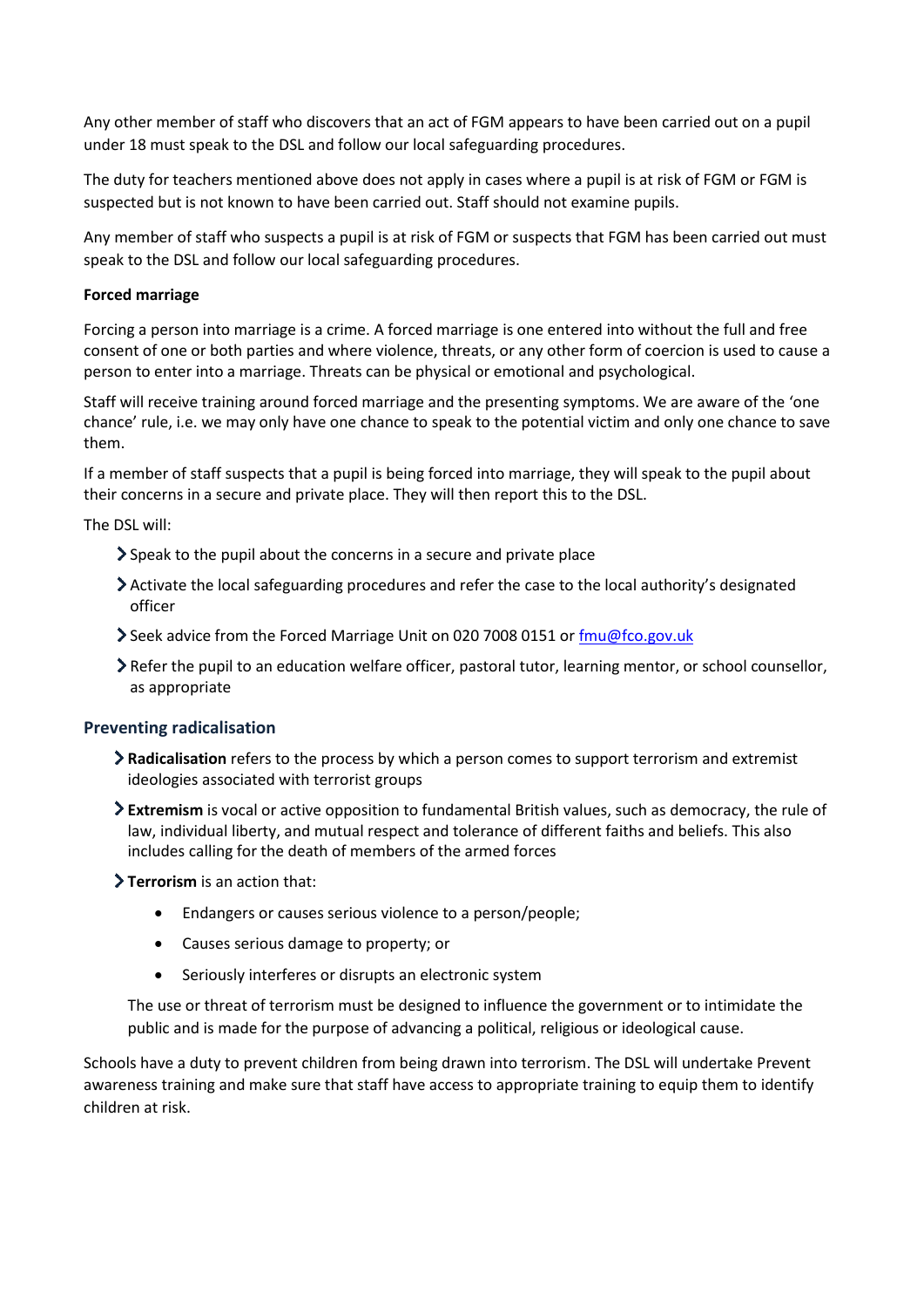Any other member of staff who discovers that an act of FGM appears to have been carried out on a pupil under 18 must speak to the DSL and follow our local safeguarding procedures.

The duty for teachers mentioned above does not apply in cases where a pupil is at risk of FGM or FGM is suspected but is not known to have been carried out. Staff should not examine pupils.

Any member of staff who suspects a pupil is at risk of FGM or suspects that FGM has been carried out must speak to the DSL and follow our local safeguarding procedures.

**Forced marriage**

Forcing a person into marriage is a crime. A forced marriage is one entered into without the full and free consent of one or both parties and where violence, threats, or any other form of coercion is used to cause a person to enter into a marriage. Threats can be physical or emotional and psychological.

Staff will receive training around forced marriage and the presenting symptoms. We are aware of the 'one chance' rule, i.e. we may only have one chance to speak to the potential victim and only one chance to save them.

If a member of staff suspects that a pupil is being forced into marriage, they will speak to the pupil about their concerns in a secure and private place. They will then report this to the DSL.

The DSL will:

- Speak to the pupil about the concerns in a secure and private place
- Activate the local safeguarding procedures and refer the case to the local authority's designated officer
- Seek advice from the Forced Marriage Unit on 020 7008 0151 or fmu@fco.gov.uk
- Refer the pupil to an education welfare officer, pastoral tutor, learning mentor, or school counsellor, as appropriate

## Preventing radicalisation

- **Radicalisation** refers to the process by which a person comes to support terrorism and extremist ideologies associated with terrorist groups
- **Extremism** is vocal or active opposition to fundamental British values, such as democracy, the rule of law, individual liberty, and mutual respect and tolerance of different faiths and beliefs. This also includes calling for the death of members of the armed forces
- **Terrorism** is an action that:
  - Endangers or causes serious violence to a person/people;
  - Causes serious damage to property; or
  - Seriously interferes or disrupts an electronic system

  The use or threat of terrorism must be designed to influence the government or to intimidate the public and is made for the purpose of advancing a political, religious or ideological cause.

Schools have a duty to prevent children from being drawn into terrorism. The DSL will undertake Prevent awareness training and make sure that staff have access to appropriate training to equip them to identify children at risk.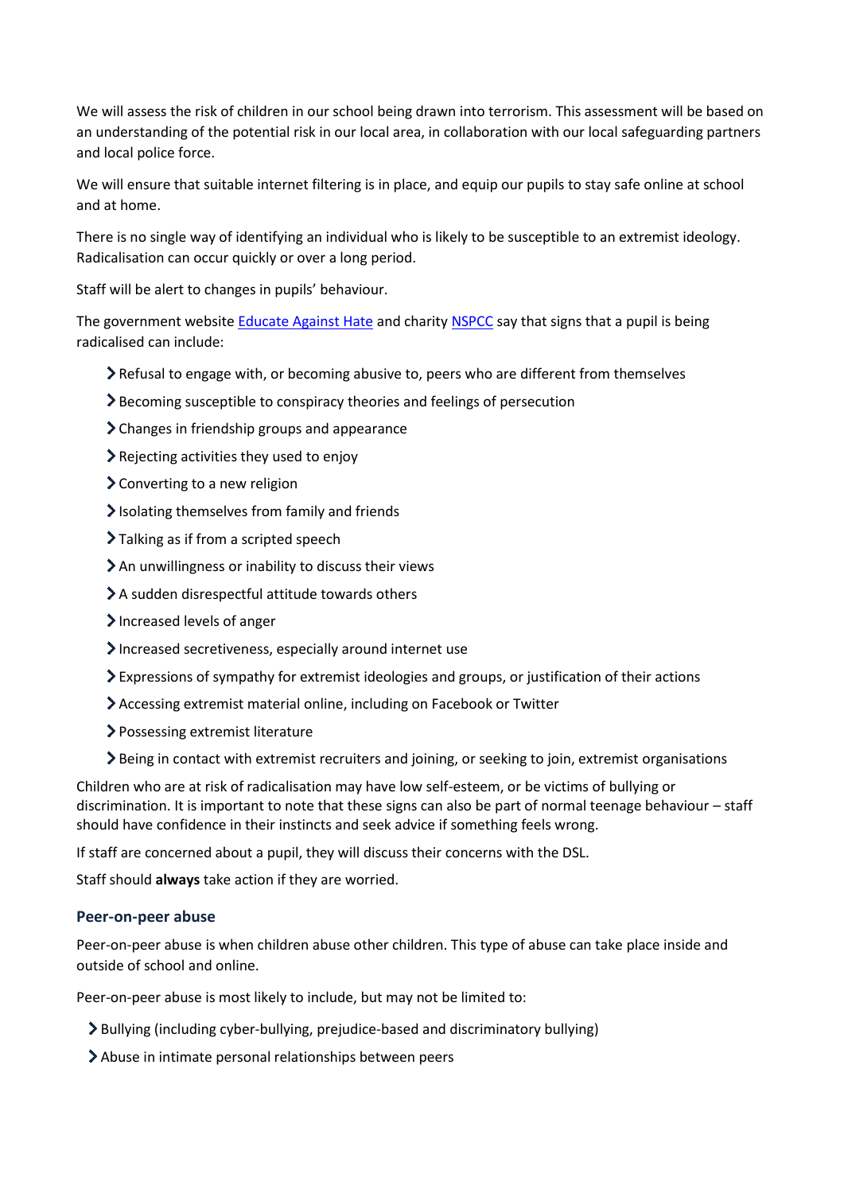We will assess the risk of children in our school being drawn into terrorism. This assessment will be based on an understanding of the potential risk in our local area, in collaboration with our local safeguarding partners and local police force.

We will ensure that suitable internet filtering is in place, and equip our pupils to stay safe online at school and at home.

There is no single way of identifying an individual who is likely to be susceptible to an extremist ideology. Radicalisation can occur quickly or over a long period.

Staff will be alert to changes in pupils' behaviour.

The government website [Educate Against Hate]() and charity [NSPCC]() say that signs that a pupil is being radicalised can include:

- Refusal to engage with, or becoming abusive to, peers who are different from themselves
- Becoming susceptible to conspiracy theories and feelings of persecution
- Changes in friendship groups and appearance
- Rejecting activities they used to enjoy
- Converting to a new religion
- Isolating themselves from family and friends
- Talking as if from a scripted speech
- An unwillingness or inability to discuss their views
- A sudden disrespectful attitude towards others
- Increased levels of anger
- Increased secretiveness, especially around internet use
- Expressions of sympathy for extremist ideologies and groups, or justification of their actions
- Accessing extremist material online, including on Facebook or Twitter
- Possessing extremist literature
- Being in contact with extremist recruiters and joining, or seeking to join, extremist organisations

Children who are at risk of radicalisation may have low self-esteem, or be victims of bullying or discrimination. It is important to note that these signs can also be part of normal teenage behaviour – staff should have confidence in their instincts and seek advice if something feels wrong.

If staff are concerned about a pupil, they will discuss their concerns with the DSL.

Staff should **always** take action if they are worried.

### Peer-on-peer abuse

Peer-on-peer abuse is when children abuse other children. This type of abuse can take place inside and outside of school and online.

Peer-on-peer abuse is most likely to include, but may not be limited to:

- Bullying (including cyber-bullying, prejudice-based and discriminatory bullying)
- Abuse in intimate personal relationships between peers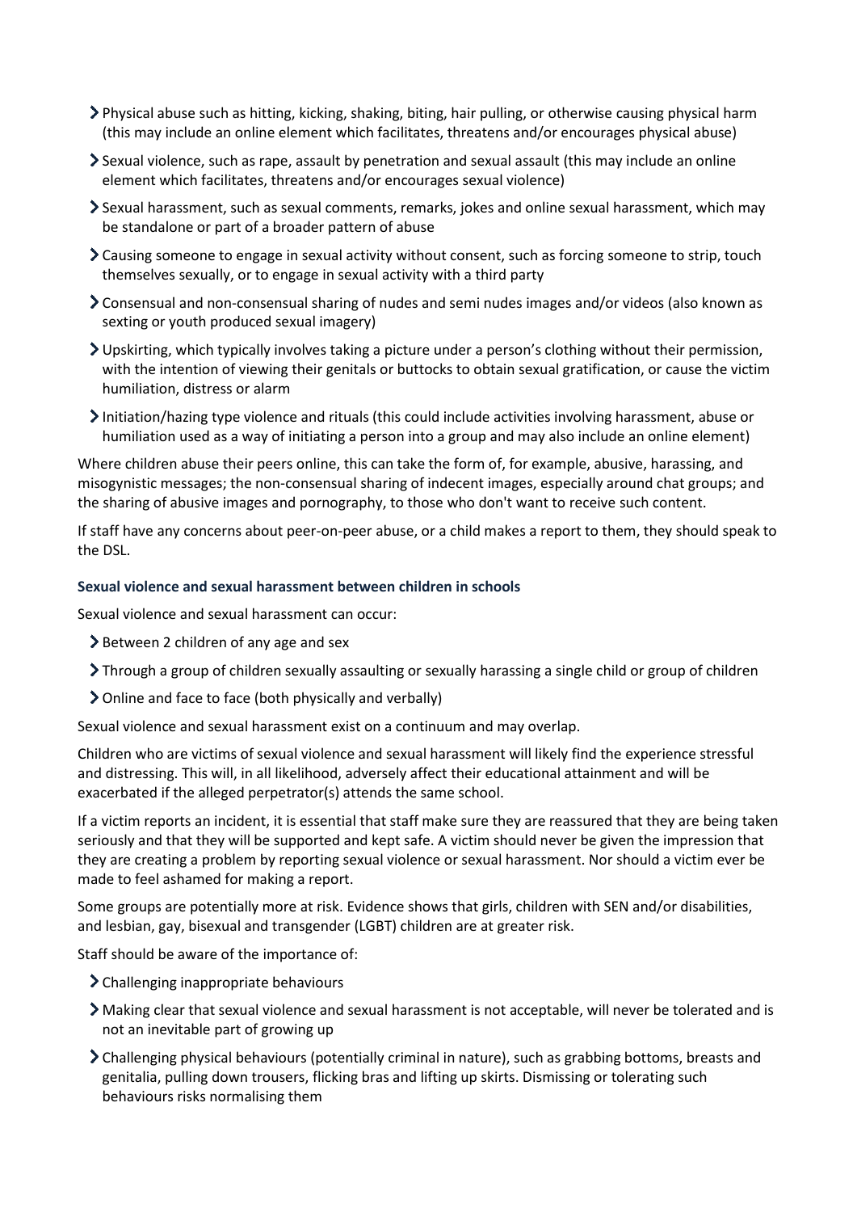- Physical abuse such as hitting, kicking, shaking, biting, hair pulling, or otherwise causing physical harm (this may include an online element which facilitates, threatens and/or encourages physical abuse)
- Sexual violence, such as rape, assault by penetration and sexual assault (this may include an online element which facilitates, threatens and/or encourages sexual violence)
- Sexual harassment, such as sexual comments, remarks, jokes and online sexual harassment, which may be standalone or part of a broader pattern of abuse
- Causing someone to engage in sexual activity without consent, such as forcing someone to strip, touch themselves sexually, or to engage in sexual activity with a third party
- Consensual and non-consensual sharing of nudes and semi nudes images and/or videos (also known as sexting or youth produced sexual imagery)
- Upskirting, which typically involves taking a picture under a person's clothing without their permission, with the intention of viewing their genitals or buttocks to obtain sexual gratification, or cause the victim humiliation, distress or alarm
- Initiation/hazing type violence and rituals (this could include activities involving harassment, abuse or humiliation used as a way of initiating a person into a group and may also include an online element)

Where children abuse their peers online, this can take the form of, for example, abusive, harassing, and misogynistic messages; the non-consensual sharing of indecent images, especially around chat groups; and the sharing of abusive images and pornography, to those who don't want to receive such content.

If staff have any concerns about peer-on-peer abuse, or a child makes a report to them, they should speak to the DSL.

#### Sexual violence and sexual harassment between children in schools

Sexual violence and sexual harassment can occur:

- Between 2 children of any age and sex
- Through a group of children sexually assaulting or sexually harassing a single child or group of children
- Online and face to face (both physically and verbally)

Sexual violence and sexual harassment exist on a continuum and may overlap.

Children who are victims of sexual violence and sexual harassment will likely find the experience stressful and distressing. This will, in all likelihood, adversely affect their educational attainment and will be exacerbated if the alleged perpetrator(s) attends the same school.

If a victim reports an incident, it is essential that staff make sure they are reassured that they are being taken seriously and that they will be supported and kept safe. A victim should never be given the impression that they are creating a problem by reporting sexual violence or sexual harassment. Nor should a victim ever be made to feel ashamed for making a report.

Some groups are potentially more at risk. Evidence shows that girls, children with SEN and/or disabilities, and lesbian, gay, bisexual and transgender (LGBT) children are at greater risk.

Staff should be aware of the importance of:

- Challenging inappropriate behaviours
- Making clear that sexual violence and sexual harassment is not acceptable, will never be tolerated and is not an inevitable part of growing up
- Challenging physical behaviours (potentially criminal in nature), such as grabbing bottoms, breasts and genitalia, pulling down trousers, flicking bras and lifting up skirts. Dismissing or tolerating such behaviours risks normalising them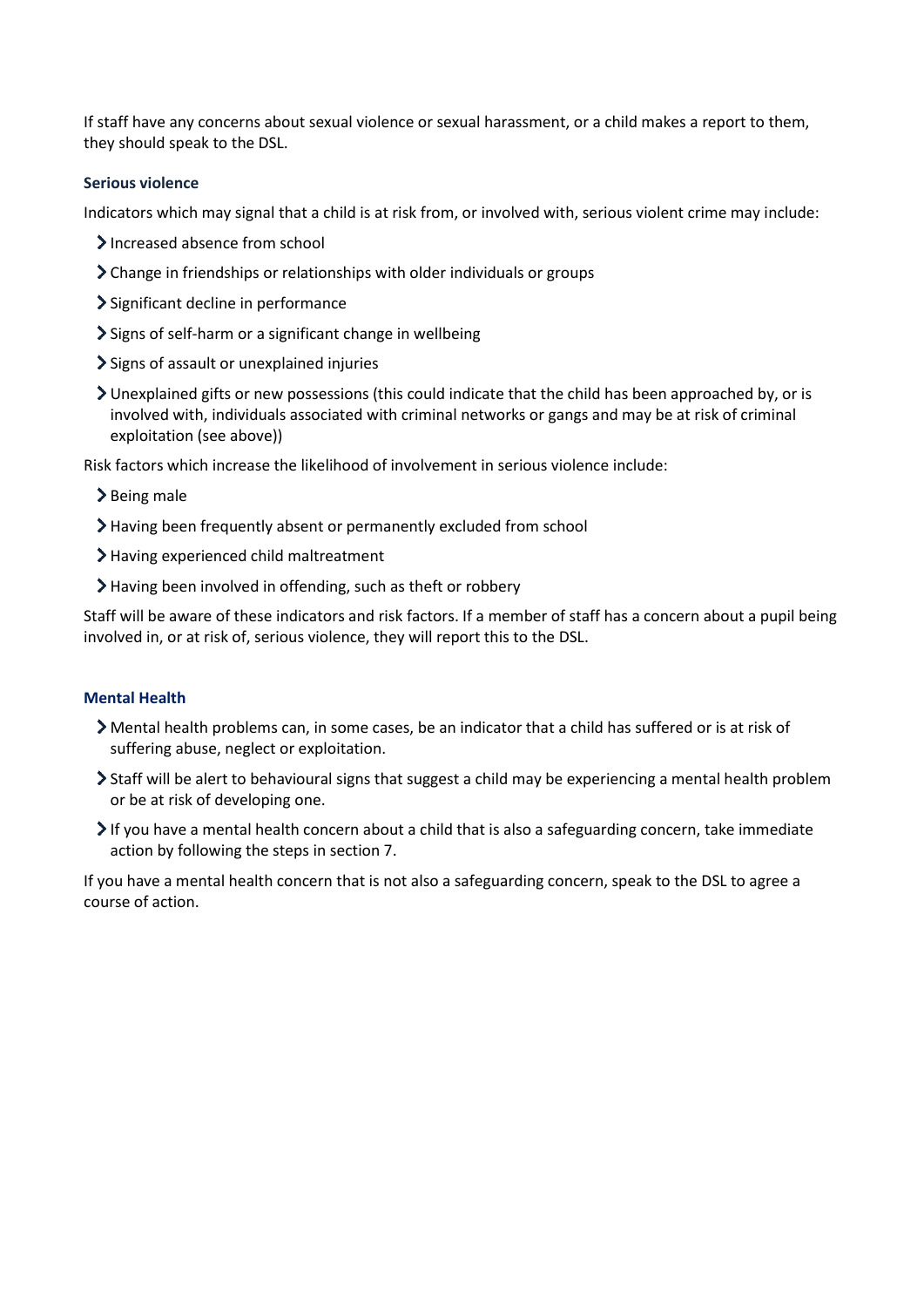If staff have any concerns about sexual violence or sexual harassment, or a child makes a report to them, they should speak to the DSL.

### Serious violence

Indicators which may signal that a child is at risk from, or involved with, serious violent crime may include:

- Increased absence from school
- Change in friendships or relationships with older individuals or groups
- Significant decline in performance
- Signs of self-harm or a significant change in wellbeing
- Signs of assault or unexplained injuries
- Unexplained gifts or new possessions (this could indicate that the child has been approached by, or is involved with, individuals associated with criminal networks or gangs and may be at risk of criminal exploitation (see above))

Risk factors which increase the likelihood of involvement in serious violence include:

- Being male
- Having been frequently absent or permanently excluded from school
- Having experienced child maltreatment
- Having been involved in offending, such as theft or robbery

Staff will be aware of these indicators and risk factors. If a member of staff has a concern about a pupil being involved in, or at risk of, serious violence, they will report this to the DSL.

### Mental Health

- Mental health problems can, in some cases, be an indicator that a child has suffered or is at risk of suffering abuse, neglect or exploitation.
- Staff will be alert to behavioural signs that suggest a child may be experiencing a mental health problem or be at risk of developing one.
- If you have a mental health concern about a child that is also a safeguarding concern, take immediate action by following the steps in section 7.

If you have a mental health concern that is not also a safeguarding concern, speak to the DSL to agree a course of action.